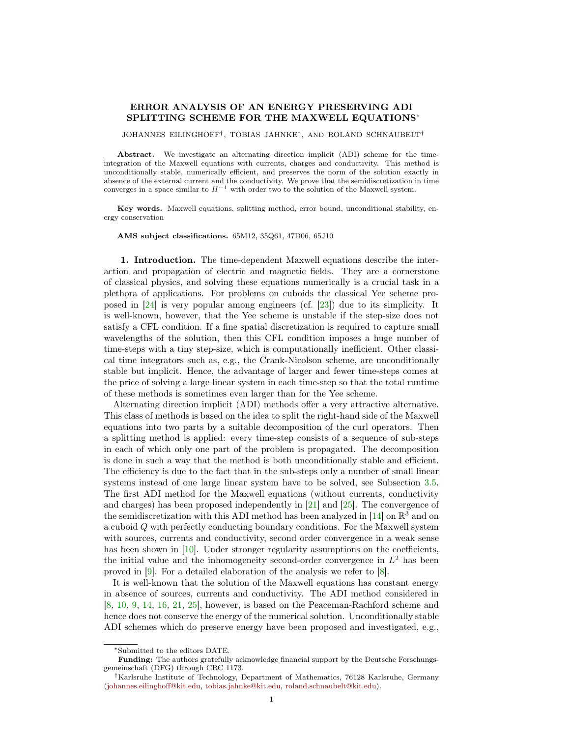# ERROR ANALYSIS OF AN ENERGY PRESERVING ADI SPLITTING SCHEME FOR THE MAXWELL EQUATIONS*

JOHANNES EILINGHOFF†, TOBIAS JAHNKE†, AND ROLAND SCHNAUBELT†

**Abstract.** We investigate an alternating direction implicit (ADI) scheme for the time-integration of the Maxwell equations with currents, charges and conductivity. This method is unconditionally stable, numerically efficient, and preserves the norm of the solution exactly in absence of the external current and the conductivity. We prove that the semidiscretization in time converges in a space similar to $H^{-1}$ with order two to the solution of the Maxwell system.

**Key words.** Maxwell equations, splitting method, error bound, unconditional stability, energy conservation

**AMS subject classifications.** 65M12, 35Q61, 47D06, 65J10

## 1. Introduction.

The time-dependent Maxwell equations describe the interaction and propagation of electric and magnetic fields. They are a cornerstone of classical physics, and solving these equations numerically is a crucial task in a plethora of applications. For problems on cuboids the classical Yee scheme proposed in [24] is very popular among engineers (cf. [23]) due to its simplicity. It is well-known, however, that the Yee scheme is unstable if the step-size does not satisfy a CFL condition. If a fine spatial discretization is required to capture small wavelengths of the solution, then this CFL condition imposes a huge number of time-steps with a tiny step-size, which is computationally inefficient. Other classical time integrators such as, e.g., the Crank-Nicolson scheme, are unconditionally stable but implicit. Hence, the advantage of larger and fewer time-steps comes at the price of solving a large linear system in each time-step so that the total runtime of these methods is sometimes even larger than for the Yee scheme.

Alternating direction implicit (ADI) methods offer a very attractive alternative. This class of methods is based on the idea to split the right-hand side of the Maxwell equations into two parts by a suitable decomposition of the curl operators. Then a splitting method is applied: every time-step consists of a sequence of sub-steps in each of which only one part of the problem is propagated. The decomposition is done in such a way that the method is both unconditionally stable and efficient. The efficiency is due to the fact that in the sub-steps only a number of small linear systems instead of one large linear system have to be solved, see Subsection 3.5. The first ADI method for the Maxwell equations (without currents, conductivity and charges) has been proposed independently in [21] and [25]. The convergence of the semidiscretization with this ADI method has been analyzed in [14] on $\mathbb{R}^3$ and on a cuboid $Q$ with perfectly conducting boundary conditions. For the Maxwell system with sources, currents and conductivity, second order convergence in a weak sense has been shown in [10]. Under stronger regularity assumptions on the coefficients, the initial value and the inhomogeneity second-order convergence in $L^2$ has been proved in [9]. For a detailed elaboration of the analysis we refer to [8].

It is well-known that the solution of the Maxwell equations has constant energy in absence of sources, currents and conductivity. The ADI method considered in [8, 10, 9, 14, 16, 21, 25], however, is based on the Peaceman-Rachford scheme and hence does not conserve the energy of the numerical solution. Unconditionally stable ADI schemes which do preserve energy have been proposed and investigated, e.g.,

---

*Submitted to the editors DATE.

**Funding:** The authors gratefully acknowledge financial support by the Deutsche Forschungsgemeinschaft (DFG) through CRC 1173.

†Karlsruhe Institute of Technology, Department of Mathematics, 76128 Karlsruhe, Germany (johannes.eilinghoff@kit.edu, tobias.jahnke@kit.edu, roland.schnaubelt@kit.edu).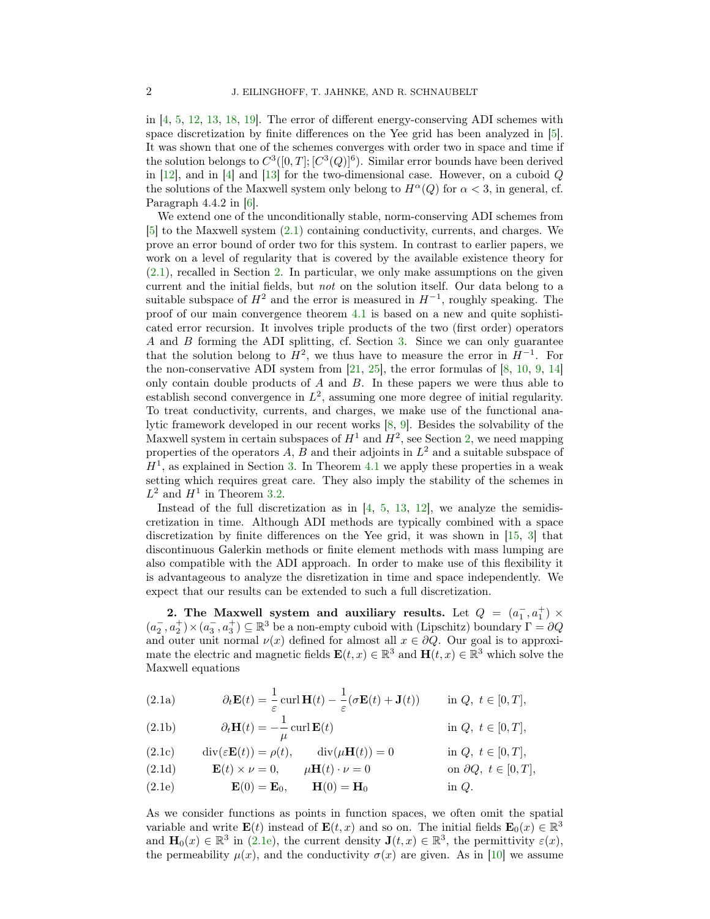in [4, 5, 12, 13, 18, 19]. The error of different energy-conserving ADI schemes with space discretization by finite differences on the Yee grid has been analyzed in [5]. It was shown that one of the schemes converges with order two in space and time if the solution belongs to $C^3([0,T];[C^3(Q)]^6)$. Similar error bounds have been derived in [12], and in [4] and [13] for the two-dimensional case. However, on a cuboid $Q$ the solutions of the Maxwell system only belong to $H^\alpha(Q)$ for $\alpha < 3$, in general, cf. Paragraph 4.4.2 in [6].

We extend one of the unconditionally stable, norm-conserving ADI schemes from [5] to the Maxwell system (2.1) containing conductivity, currents, and charges. We prove an error bound of order two for this system. In contrast to earlier papers, we work on a level of regularity that is covered by the available existence theory for (2.1), recalled in Section 2. In particular, we only make assumptions on the given current and the initial fields, but *not* on the solution itself. Our data belong to a suitable subspace of $H^2$ and the error is measured in $H^{-1}$, roughly speaking. The proof of our main convergence theorem 4.1 is based on a new and quite sophisticated error recursion. It involves triple products of the two (first order) operators $A$ and $B$ forming the ADI splitting, cf. Section 3. Since we can only guarantee that the solution belong to $H^2$, we thus have to measure the error in $H^{-1}$. For the non-conservative ADI system from [21, 25], the error formulas of [8, 10, 9, 14] only contain double products of $A$ and $B$. In these papers we were thus able to establish second convergence in $L^2$, assuming one more degree of initial regularity. To treat conductivity, currents, and charges, we make use of the functional analytic framework developed in our recent works [8, 9]. Besides the solvability of the Maxwell system in certain subspaces of $H^1$ and $H^2$, see Section 2, we need mapping properties of the operators $A$, $B$ and their adjoints in $L^2$ and a suitable subspace of $H^1$, as explained in Section 3. In Theorem 4.1 we apply these properties in a weak setting which requires great care. They also imply the stability of the schemes in $L^2$ and $H^1$ in Theorem 3.2.

Instead of the full discretization as in [4, 5, 13, 12], we analyze the semidiscretization in time. Although ADI methods are typically combined with a space discretization by finite differences on the Yee grid, it was shown in [15, 3] that discontinuous Galerkin methods or finite element methods with mass lumping are also compatible with the ADI approach. In order to make use of this flexibility it is advantageous to analyze the disretization in time and space independently. We expect that our results can be extended to such a full discretization.

**2. The Maxwell system and auxiliary results.** Let $Q = (a_1^-, a_1^+) \times (a_2^-, a_2^+) \times (a_3^-, a_3^+) \subseteq \mathbb{R}^3$ be a non-empty cuboid with (Lipschitz) boundary $\Gamma = \partial Q$ and outer unit normal $\nu(x)$ defined for almost all $x \in \partial Q$. Our goal is to approximate the electric and magnetic fields $\mathbf{E}(t,x) \in \mathbb{R}^3$ and $\mathbf{H}(t,x) \in \mathbb{R}^3$ which solve the Maxwell equations

$$
\begin{aligned}
&\text{(2.1a)} \qquad \partial_t \mathbf{E}(t) = \frac{1}{\varepsilon}\operatorname{curl}\mathbf{H}(t) - \frac{1}{\varepsilon}(\sigma\mathbf{E}(t) + \mathbf{J}(t)) && \text{in } Q,\ t \in [0,T],\\
&\text{(2.1b)} \qquad \partial_t \mathbf{H}(t) = -\frac{1}{\mu}\operatorname{curl}\mathbf{E}(t) && \text{in } Q,\ t \in [0,T],\\
&\text{(2.1c)} \qquad \operatorname{div}(\varepsilon\mathbf{E}(t)) = \rho(t), \qquad \operatorname{div}(\mu\mathbf{H}(t)) = 0 && \text{in } Q,\ t \in [0,T],\\
&\text{(2.1d)} \qquad \mathbf{E}(t) \times \nu = 0, \qquad \mu\mathbf{H}(t)\cdot\nu = 0 && \text{on } \partial Q,\ t \in [0,T],\\
&\text{(2.1e)} \qquad \mathbf{E}(0) = \mathbf{E}_0, \qquad \mathbf{H}(0) = \mathbf{H}_0 && \text{in } Q.
\end{aligned}
$$

As we consider functions as points in function spaces, we often omit the spatial variable and write $\mathbf{E}(t)$ instead of $\mathbf{E}(t,x)$ and so on. The initial fields $\mathbf{E}_0(x) \in \mathbb{R}^3$ and $\mathbf{H}_0(x) \in \mathbb{R}^3$ in (2.1e), the current density $\mathbf{J}(t,x) \in \mathbb{R}^3$, the permittivity $\varepsilon(x)$, the permeability $\mu(x)$, and the conductivity $\sigma(x)$ are given. As in [10] we assume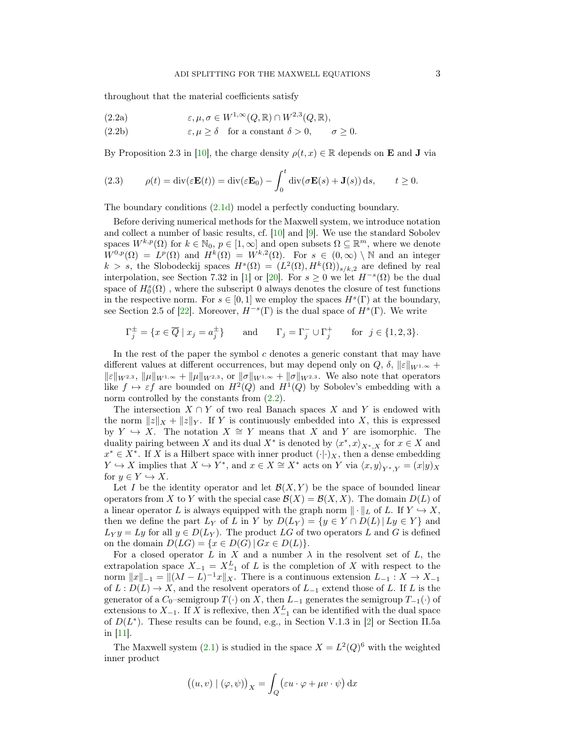throughout that the material coefficients satisfy

$$\varepsilon, \mu, \sigma \in W^{1,\infty}(Q,\mathbb{R}) \cap W^{2,3}(Q,\mathbb{R}), \tag{2.2a}$$

$$\varepsilon, \mu \geq \delta \quad \text{for a constant } \delta > 0, \qquad \sigma \geq 0. \tag{2.2b}$$

By Proposition 2.3 in [10], the charge density $\rho(t,x) \in \mathbb{R}$ depends on $\mathbf{E}$ and $\mathbf{J}$ via

$$\rho(t) = \operatorname{div}(\varepsilon \mathbf{E}(t)) = \operatorname{div}(\varepsilon \mathbf{E}_0) - \int_0^t \operatorname{div}(\sigma \mathbf{E}(s) + \mathbf{J}(s))\, \mathrm{d}s, \qquad t \geq 0. \tag{2.3}$$

The boundary conditions (2.1d) model a perfectly conducting boundary.

Before deriving numerical methods for the Maxwell system, we introduce notation and collect a number of basic results, cf. [10] and [9]. We use the standard Sobolev spaces $W^{k,p}(\Omega)$ for $k \in \mathbb{N}_0$, $p \in [1,\infty]$ and open subsets $\Omega \subseteq \mathbb{R}^m$, where we denote $W^{0,p}(\Omega) = L^p(\Omega)$ and $H^k(\Omega) = W^{k,2}(\Omega)$. For $s \in (0,\infty) \setminus \mathbb{N}$ and an integer $k > s$, the Slobodeckij spaces $H^s(\Omega) = (L^2(\Omega), H^k(\Omega))_{s/k,2}$ are defined by real interpolation, see Section 7.32 in [1] or [20]. For $s \geq 0$ we let $H^{-s}(\Omega)$ be the dual space of $H_0^s(\Omega)$ , where the subscript 0 always denotes the closure of test functions in the respective norm. For $s \in [0,1]$ we employ the spaces $H^s(\Gamma)$ at the boundary, see Section 2.5 of [22]. Moreover, $H^{-s}(\Gamma)$ is the dual space of $H^s(\Gamma)$. We write

$$\Gamma_j^{\pm} = \{x \in \overline{Q} \mid x_j = a_j^{\pm}\} \qquad \text{and} \qquad \Gamma_j = \Gamma_j^- \cup \Gamma_j^+ \qquad \text{for } \; j \in \{1,2,3\}.$$

In the rest of the paper the symbol $c$ denotes a generic constant that may have different values at different occurrences, but may depend only on $Q$, $\delta$, $\|\varepsilon\|_{W^{1,\infty}} + \|\varepsilon\|_{W^{2,3}}$, $\|\mu\|_{W^{1,\infty}} + \|\mu\|_{W^{2,3}}$, or $\|\sigma\|_{W^{1,\infty}} + \|\sigma\|_{W^{2,3}}$. We also note that operators like $f \mapsto \varepsilon f$ are bounded on $H^2(Q)$ and $H^1(Q)$ by Sobolev's embedding with a norm controlled by the constants from (2.2).

The intersection $X \cap Y$ of two real Banach spaces $X$ and $Y$ is endowed with the norm $\|z\|_X + \|z\|_Y$. If $Y$ is continuously embedded into $X$, this is expressed by $Y \hookrightarrow X$. The notation $X \cong Y$ means that $X$ and $Y$ are isomorphic. The duality pairing between $X$ and its dual $X^*$ is denoted by $\langle x^*, x\rangle_{X^*,X}$ for $x \in X$ and $x^* \in X^*$. If $X$ is a Hilbert space with inner product $(\cdot|\cdot)_X$, then a dense embedding $Y \hookrightarrow X$ implies that $X \hookrightarrow Y^*$, and $x \in X \cong X^*$ acts on $Y$ via $\langle x, y\rangle_{Y^*,Y} = (x|y)_X$ for $y \in Y \hookrightarrow X$.

Let $I$ be the identity operator and let $\mathcal{B}(X,Y)$ be the space of bounded linear operators from $X$ to $Y$ with the special case $\mathcal{B}(X) = \mathcal{B}(X,X)$. The domain $D(L)$ of a linear operator $L$ is always equipped with the graph norm $\|\cdot\|_L$ of $L$. If $Y \hookrightarrow X$, then we define the part $L_Y$ of $L$ in $Y$ by $D(L_Y) = \{y \in Y \cap D(L) \,|\, Ly \in Y\}$ and $L_Y y = Ly$ for all $y \in D(L_Y)$. The product $LG$ of two operators $L$ and $G$ is defined on the domain $D(LG) = \{x \in D(G) \,|\, Gx \in D(L)\}$.

For a closed operator $L$ in $X$ and a number $\lambda$ in the resolvent set of $L$, the extrapolation space $X_{-1} = X_{-1}^L$ of $L$ is the completion of $X$ with respect to the norm $\|x\|_{-1} = \|(\lambda I - L)^{-1}x\|_X$. There is a continuous extension $L_{-1} : X \to X_{-1}$ of $L : D(L) \to X$, and the resolvent operators of $L_{-1}$ extend those of $L$. If $L$ is the generator of a $C_0$–semigroup $T(\cdot)$ on $X$, then $L_{-1}$ generates the semigroup $T_{-1}(\cdot)$ of extensions to $X_{-1}$. If $X$ is reflexive, then $X_{-1}^L$ can be identified with the dual space of $D(L^*)$. These results can be found, e.g., in Section V.1.3 in [2] or Section II.5a in [11].

The Maxwell system (2.1) is studied in the space $X = L^2(Q)^6$ with the weighted inner product

$$\big((u,v) \mid (\varphi,\psi)\big)_X = \int_Q \big(\varepsilon u \cdot \varphi + \mu v \cdot \psi\big)\, \mathrm{d}x$$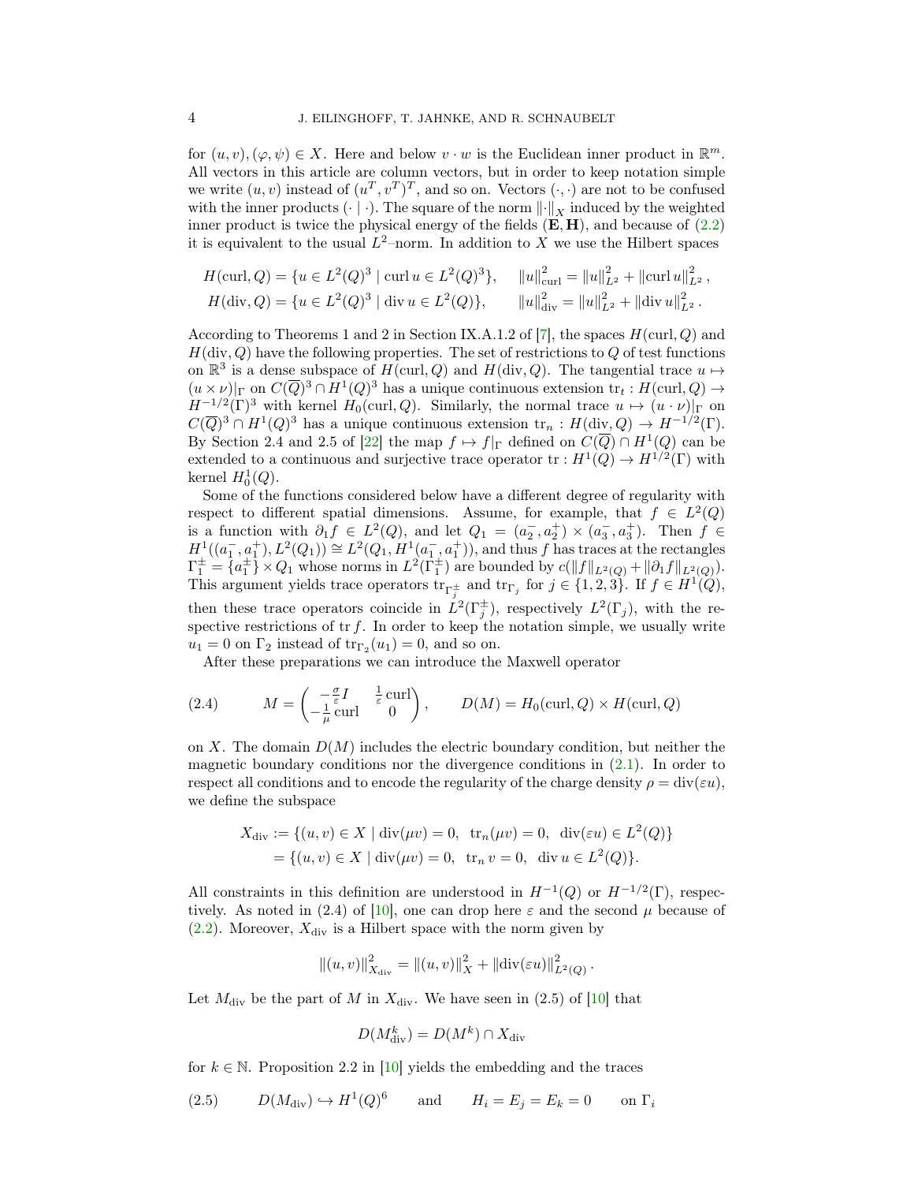for $(u, v), (\varphi, \psi) \in X$. Here and below $v \cdot w$ is the Euclidean inner product in $\mathbb{R}^m$. All vectors in this article are column vectors, but in order to keep notation simple we write $(u, v)$ instead of $(u^T, v^T)^T$, and so on. Vectors $(\cdot, \cdot)$ are not to be confused with the inner products $(\cdot \mid \cdot)$. The square of the norm $\|\cdot\|_X$ induced by the weighted inner product is twice the physical energy of the fields $(\mathbf{E}, \mathbf{H})$, and because of (2.2) it is equivalent to the usual $L^2$–norm. In addition to $X$ we use the Hilbert spaces

$$
\begin{aligned}
H(\operatorname{curl}, Q) &= \{u \in L^2(Q)^3 \mid \operatorname{curl} u \in L^2(Q)^3\}, \qquad \|u\|_{\operatorname{curl}}^2 = \|u\|_{L^2}^2 + \|\operatorname{curl} u\|_{L^2}^2, \\
H(\operatorname{div}, Q) &= \{u \in L^2(Q)^3 \mid \operatorname{div} u \in L^2(Q)\}, \qquad \|u\|_{\operatorname{div}}^2 = \|u\|_{L^2}^2 + \|\operatorname{div} u\|_{L^2}^2.
\end{aligned}
$$

According to Theorems 1 and 2 in Section IX.A.1.2 of [7], the spaces $H(\operatorname{curl}, Q)$ and $H(\operatorname{div}, Q)$ have the following properties. The set of restrictions to $Q$ of test functions on $\mathbb{R}^3$ is a dense subspace of $H(\operatorname{curl}, Q)$ and $H(\operatorname{div}, Q)$. The tangential trace $u \mapsto (u \times \nu)|_\Gamma$ on $C(\overline{Q})^3 \cap H^1(Q)^3$ has a unique continuous extension $\operatorname{tr}_t : H(\operatorname{curl}, Q) \to H^{-1/2}(\Gamma)^3$ with kernel $H_0(\operatorname{curl}, Q)$. Similarly, the normal trace $u \mapsto (u \cdot \nu)|_\Gamma$ on $C(\overline{Q})^3 \cap H^1(Q)^3$ has a unique continuous extension $\operatorname{tr}_n : H(\operatorname{div}, Q) \to H^{-1/2}(\Gamma)$. By Section 2.4 and 2.5 of [22] the map $f \mapsto f|_\Gamma$ defined on $C(\overline{Q}) \cap H^1(Q)$ can be extended to a continuous and surjective trace operator $\operatorname{tr} : H^1(Q) \to H^{1/2}(\Gamma)$ with kernel $H_0^1(Q)$.

Some of the functions considered below have a different degree of regularity with respect to different spatial dimensions. Assume, for example, that $f \in L^2(Q)$ is a function with $\partial_1 f \in L^2(Q)$, and let $Q_1 = (a_2^-, a_2^+) \times (a_3^-, a_3^+)$. Then $f \in H^1((a_1^-, a_1^+), L^2(Q_1)) \cong L^2(Q_1, H^1(a_1^-, a_1^+))$, and thus $f$ has traces at the rectangles $\Gamma_1^\pm = \{a_1^\pm\} \times Q_1$ whose norms in $L^2(\Gamma_1^\pm)$ are bounded by $c(\|f\|_{L^2(Q)} + \|\partial_1 f\|_{L^2(Q)})$. This argument yields trace operators $\operatorname{tr}_{\Gamma_j^\pm}$ and $\operatorname{tr}_{\Gamma_j}$ for $j \in \{1, 2, 3\}$. If $f \in H^1(Q)$, then these trace operators coincide in $L^2(\Gamma_j^\pm)$, respectively $L^2(\Gamma_j)$, with the respective restrictions of $\operatorname{tr} f$. In order to keep the notation simple, we usually write $u_1 = 0$ on $\Gamma_2$ instead of $\operatorname{tr}_{\Gamma_2}(u_1) = 0$, and so on.

After these preparations we can introduce the Maxwell operator

$$
M = \begin{pmatrix} -\frac{\sigma}{\varepsilon} I & \frac{1}{\varepsilon} \operatorname{curl} \\ -\frac{1}{\mu} \operatorname{curl} & 0 \end{pmatrix}, \qquad D(M) = H_0(\operatorname{curl}, Q) \times H(\operatorname{curl}, Q) \tag{2.4}
$$

on $X$. The domain $D(M)$ includes the electric boundary condition, but neither the magnetic boundary conditions nor the divergence conditions in (2.1). In order to respect all conditions and to encode the regularity of the charge density $\rho = \operatorname{div}(\varepsilon u)$, we define the subspace

$$
\begin{aligned}
X_{\operatorname{div}} &:= \{(u, v) \in X \mid \operatorname{div}(\mu v) = 0,\ \operatorname{tr}_n(\mu v) = 0,\ \operatorname{div}(\varepsilon u) \in L^2(Q)\} \\
&= \{(u, v) \in X \mid \operatorname{div}(\mu v) = 0,\ \operatorname{tr}_n v = 0,\ \operatorname{div} u \in L^2(Q)\}.
\end{aligned}
$$

All constraints in this definition are understood in $H^{-1}(Q)$ or $H^{-1/2}(\Gamma)$, respectively. As noted in (2.4) of [10], one can drop here $\varepsilon$ and the second $\mu$ because of (2.2). Moreover, $X_{\operatorname{div}}$ is a Hilbert space with the norm given by

$$
\|(u, v)\|_{X_{\operatorname{div}}}^2 = \|(u, v)\|_X^2 + \|\operatorname{div}(\varepsilon u)\|_{L^2(Q)}^2.
$$

Let $M_{\operatorname{div}}$ be the part of $M$ in $X_{\operatorname{div}}$. We have seen in (2.5) of [10] that

$$
D(M_{\operatorname{div}}^k) = D(M^k) \cap X_{\operatorname{div}}
$$

for $k \in \mathbb{N}$. Proposition 2.2 in [10] yields the embedding and the traces

$$
D(M_{\operatorname{div}}) \hookrightarrow H^1(Q)^6 \qquad \text{and} \qquad H_i = E_j = E_k = 0 \qquad \text{on } \Gamma_i \tag{2.5}
$$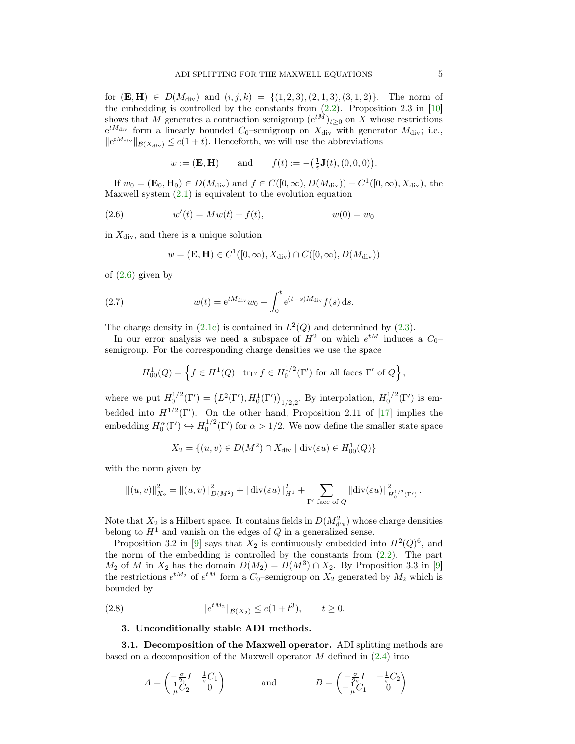for $(\mathbf{E}, \mathbf{H}) \in D(M_{\mathrm{div}})$ and $(i,j,k) = \{(1,2,3),(2,1,3),(3,1,2)\}$. The norm of the embedding is controlled by the constants from (2.2). Proposition 2.3 in [10] shows that $M$ generates a contraction semigroup $(\mathrm{e}^{tM})_{t\geq 0}$ on $X$ whose restrictions $\mathrm{e}^{tM_{\mathrm{div}}}$ form a linearly bounded $C_0$–semigroup on $X_{\mathrm{div}}$ with generator $M_{\mathrm{div}}$; i.e., $\|\mathrm{e}^{tM_{\mathrm{div}}}\|_{\mathcal{B}(X_{\mathrm{div}})} \leq c(1+t)$. Henceforth, we will use the abbreviations

$$w := (\mathbf{E}, \mathbf{H}) \qquad \text{and} \qquad f(t) := -\big(\tfrac{1}{\varepsilon}\mathbf{J}(t), (0,0,0)\big).$$

If $w_0 = (\mathbf{E}_0, \mathbf{H}_0) \in D(M_{\mathrm{div}})$ and $f \in C([0,\infty), D(M_{\mathrm{div}})) + C^1([0,\infty), X_{\mathrm{div}})$, the Maxwell system (2.1) is equivalent to the evolution equation

$$w'(t) = Mw(t) + f(t), \qquad\qquad w(0) = w_0 \tag{2.6}$$

in $X_{\mathrm{div}}$, and there is a unique solution

$$w = (\mathbf{E}, \mathbf{H}) \in C^1([0,\infty), X_{\mathrm{div}}) \cap C([0,\infty), D(M_{\mathrm{div}}))$$

of (2.6) given by

$$w(t) = \mathrm{e}^{tM_{\mathrm{div}}} w_0 + \int_0^t \mathrm{e}^{(t-s)M_{\mathrm{div}}} f(s)\,\mathrm{d}s. \tag{2.7}$$

The charge density in (2.1c) is contained in $L^2(Q)$ and determined by (2.3).

In our error analysis we need a subspace of $H^2$ on which $e^{tM}$ induces a $C_0$–semigroup. For the corresponding charge densities we use the space

$$H^1_{00}(Q) = \left\{ f \in H^1(Q) \mid \mathrm{tr}_{\Gamma'} f \in H_0^{1/2}(\Gamma') \text{ for all faces } \Gamma' \text{ of } Q \right\},$$

where we put $H_0^{1/2}(\Gamma') = \big(L^2(\Gamma'), H_0^1(\Gamma')\big)_{1/2,2}$. By interpolation, $H_0^{1/2}(\Gamma')$ is embedded into $H^{1/2}(\Gamma')$. On the other hand, Proposition 2.11 of [17] implies the embedding $H_0^{\alpha}(\Gamma') \hookrightarrow H_0^{1/2}(\Gamma')$ for $\alpha > 1/2$. We now define the smaller state space

$$X_2 = \{(u,v) \in D(M^2) \cap X_{\mathrm{div}} \mid \mathrm{div}(\varepsilon u) \in H^1_{00}(Q)\}$$

with the norm given by

$$\|(u,v)\|_{X_2}^2 = \|(u,v)\|_{D(M^2)}^2 + \|\mathrm{div}(\varepsilon u)\|_{H^1}^2 + \sum_{\Gamma' \text{ face of } Q} \|\mathrm{div}(\varepsilon u)\|_{H_0^{1/2}(\Gamma')}^2.$$

Note that $X_2$ is a Hilbert space. It contains fields in $D(M_{\mathrm{div}}^2)$ whose charge densities belong to $H^1$ and vanish on the edges of $Q$ in a generalized sense.

Proposition 3.2 in [9] says that $X_2$ is continuously embedded into $H^2(Q)^6$, and the norm of the embedding is controlled by the constants from (2.2). The part $M_2$ of $M$ in $X_2$ has the domain $D(M_2) = D(M^3) \cap X_2$. By Proposition 3.3 in [9] the restrictions $e^{tM_2}$ of $e^{tM}$ form a $C_0$–semigroup on $X_2$ generated by $M_2$ which is bounded by

$$\|e^{tM_2}\|_{\mathcal{B}(X_2)} \leq c(1+t^3), \qquad t \geq 0. \tag{2.8}$$

## 3. Unconditionally stable ADI methods.

**3.1. Decomposition of the Maxwell operator.** ADI splitting methods are based on a decomposition of the Maxwell operator $M$ defined in (2.4) into

$$A = \begin{pmatrix} -\frac{\sigma}{2\varepsilon} I & \frac{1}{\varepsilon} C_1 \\ \frac{1}{\mu} C_2 & 0 \end{pmatrix} \qquad \text{and} \qquad B = \begin{pmatrix} -\frac{\sigma}{2\varepsilon} I & -\frac{1}{\varepsilon} C_2 \\ -\frac{1}{\mu} C_1 & 0 \end{pmatrix}$$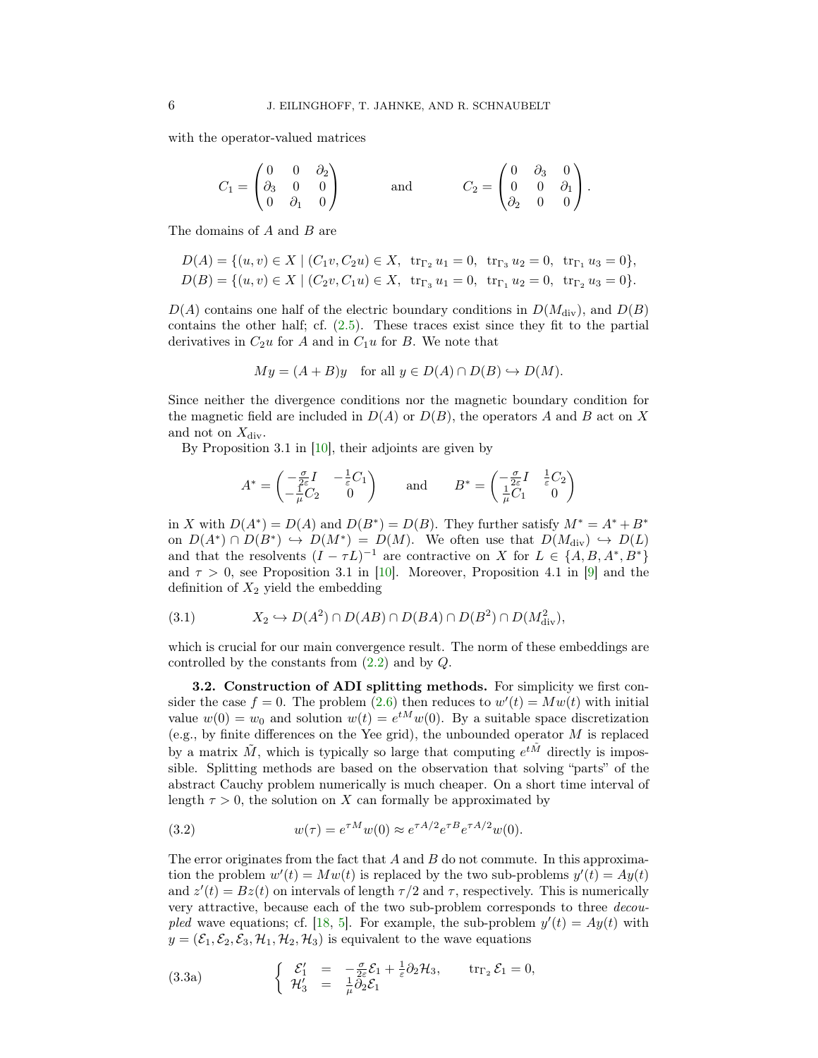with the operator-valued matrices

$$C_1 = \begin{pmatrix} 0 & 0 & \partial_2 \\ \partial_3 & 0 & 0 \\ 0 & \partial_1 & 0 \end{pmatrix} \qquad \text{and} \qquad C_2 = \begin{pmatrix} 0 & \partial_3 & 0 \\ 0 & 0 & \partial_1 \\ \partial_2 & 0 & 0 \end{pmatrix}.$$

The domains of $A$ and $B$ are

$$\begin{aligned}
D(A) &= \{(u,v) \in X \mid (C_1 v, C_2 u) \in X,\ \ \operatorname{tr}_{\Gamma_2} u_1 = 0,\ \ \operatorname{tr}_{\Gamma_3} u_2 = 0,\ \ \operatorname{tr}_{\Gamma_1} u_3 = 0\}, \\
D(B) &= \{(u,v) \in X \mid (C_2 v, C_1 u) \in X,\ \ \operatorname{tr}_{\Gamma_3} u_1 = 0,\ \ \operatorname{tr}_{\Gamma_1} u_2 = 0,\ \ \operatorname{tr}_{\Gamma_2} u_3 = 0\}.
\end{aligned}$$

$D(A)$ contains one half of the electric boundary conditions in $D(M_{\mathrm{div}})$, and $D(B)$ contains the other half; cf. (2.5). These traces exist since they fit to the partial derivatives in $C_2 u$ for $A$ and in $C_1 u$ for $B$. We note that

$$My = (A+B)y \quad \text{for all } y \in D(A) \cap D(B) \hookrightarrow D(M).$$

Since neither the divergence conditions nor the magnetic boundary condition for the magnetic field are included in $D(A)$ or $D(B)$, the operators $A$ and $B$ act on $X$ and not on $X_{\mathrm{div}}$.

By Proposition 3.1 in [10], their adjoints are given by

$$A^* = \begin{pmatrix} -\frac{\sigma}{2\varepsilon} I & -\frac{1}{\varepsilon} C_1 \\ -\frac{1}{\mu} C_2 & 0 \end{pmatrix} \qquad \text{and} \qquad B^* = \begin{pmatrix} -\frac{\sigma}{2\varepsilon} I & \frac{1}{\varepsilon} C_2 \\ \frac{1}{\mu} C_1 & 0 \end{pmatrix}$$

in $X$ with $D(A^*) = D(A)$ and $D(B^*) = D(B)$. They further satisfy $M^* = A^* + B^*$ on $D(A^*) \cap D(B^*) \hookrightarrow D(M^*) = D(M)$. We often use that $D(M_{\mathrm{div}}) \hookrightarrow D(L)$ and that the resolvents $(I - \tau L)^{-1}$ are contractive on $X$ for $L \in \{A, B, A^*, B^*\}$ and $\tau > 0$, see Proposition 3.1 in [10]. Moreover, Proposition 4.1 in [9] and the definition of $X_2$ yield the embedding

$$X_2 \hookrightarrow D(A^2) \cap D(AB) \cap D(BA) \cap D(B^2) \cap D(M_{\mathrm{div}}^2), \tag{3.1}$$

which is crucial for our main convergence result. The norm of these embeddings are controlled by the constants from (2.2) and by $Q$.

**3.2. Construction of ADI splitting methods.** For simplicity we first consider the case $f = 0$. The problem (2.6) then reduces to $w'(t) = Mw(t)$ with initial value $w(0) = w_0$ and solution $w(t) = e^{tM} w(0)$. By a suitable space discretization (e.g., by finite differences on the Yee grid), the unbounded operator $M$ is replaced by a matrix $\tilde{M}$, which is typically so large that computing $e^{t\tilde{M}}$ directly is impossible. Splitting methods are based on the observation that solving "parts" of the abstract Cauchy problem numerically is much cheaper. On a short time interval of length $\tau > 0$, the solution on $X$ can formally be approximated by

$$w(\tau) = e^{\tau M} w(0) \approx e^{\tau A/2} e^{\tau B} e^{\tau A/2} w(0). \tag{3.2}$$

The error originates from the fact that $A$ and $B$ do not commute. In this approximation the problem $w'(t) = Mw(t)$ is replaced by the two sub-problems $y'(t) = Ay(t)$ and $z'(t) = Bz(t)$ on intervals of length $\tau/2$ and $\tau$, respectively. This is numerically very attractive, because each of the two sub-problem corresponds to three *decoupled* wave equations; cf. [18, 5]. For example, the sub-problem $y'(t) = Ay(t)$ with $y = (\mathcal{E}_1, \mathcal{E}_2, \mathcal{E}_3, \mathcal{H}_1, \mathcal{H}_2, \mathcal{H}_3)$ is equivalent to the wave equations

$$\left\{ \begin{array}{rcl} \mathcal{E}_1' & = & -\frac{\sigma}{2\varepsilon} \mathcal{E}_1 + \frac{1}{\varepsilon} \partial_2 \mathcal{H}_3, \\ \mathcal{H}_3' & = & \frac{1}{\mu} \partial_2 \mathcal{E}_1 \end{array} \right. \qquad \operatorname{tr}_{\Gamma_2} \mathcal{E}_1 = 0, \tag{3.3a}$$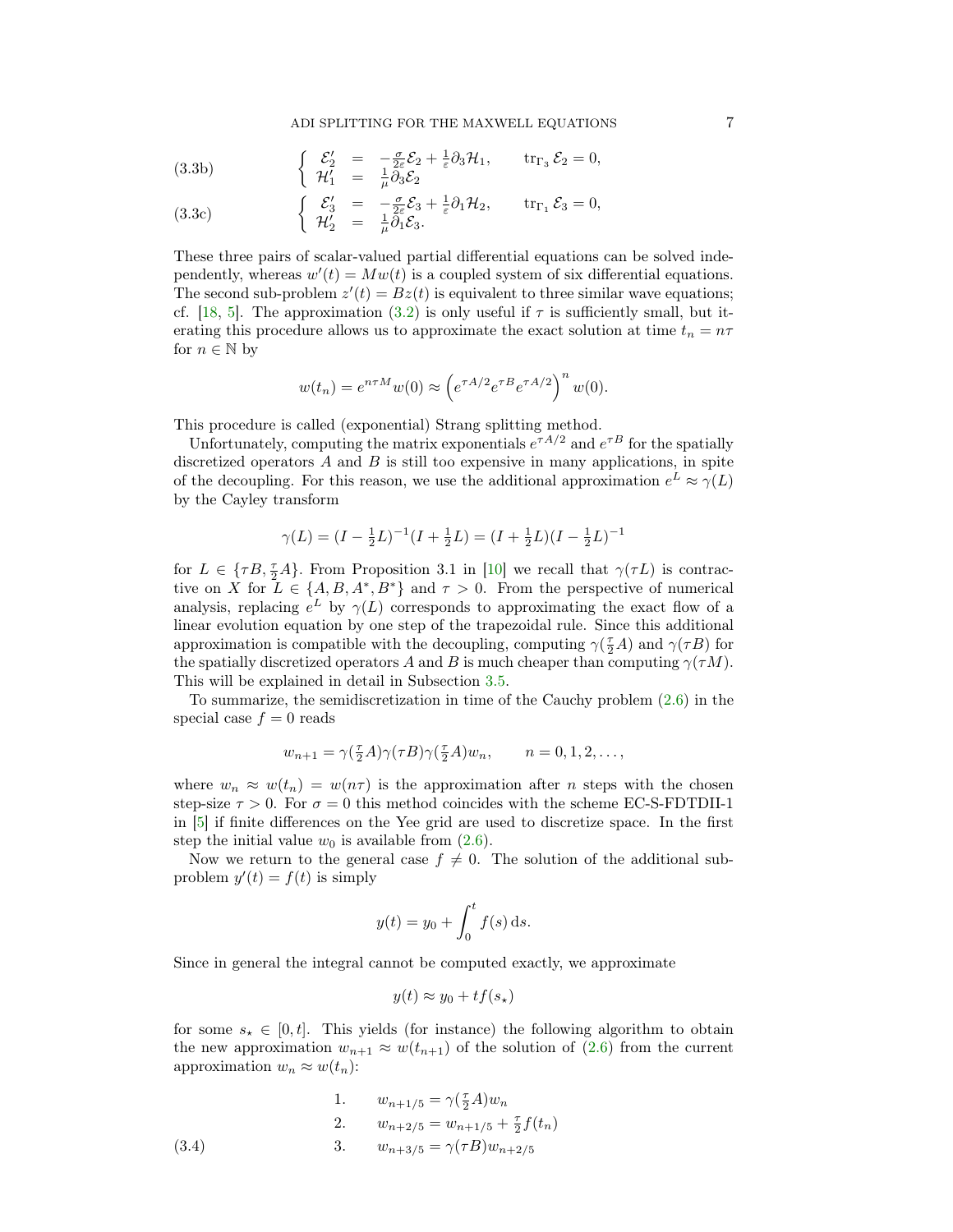$$
\text{(3.3b)} \qquad \left\{ \begin{array}{rcl} \mathcal{E}_2' & = & -\frac{\sigma}{2\varepsilon}\mathcal{E}_2 + \frac{1}{\varepsilon}\partial_3 \mathcal{H}_1, \qquad \operatorname{tr}_{\Gamma_3} \mathcal{E}_2 = 0, \\ \mathcal{H}_1' & = & \frac{1}{\mu}\partial_3 \mathcal{E}_2 \end{array} \right.
$$

$$
\text{(3.3c)} \qquad \left\{ \begin{array}{rcl} \mathcal{E}_3' & = & -\frac{\sigma}{2\varepsilon}\mathcal{E}_3 + \frac{1}{\varepsilon}\partial_1 \mathcal{H}_2, \qquad \operatorname{tr}_{\Gamma_1} \mathcal{E}_3 = 0, \\ \mathcal{H}_2' & = & \frac{1}{\mu}\partial_1 \mathcal{E}_3. \end{array} \right.
$$

These three pairs of scalar-valued partial differential equations can be solved independently, whereas $w'(t) = Mw(t)$ is a coupled system of six differential equations. The second sub-problem $z'(t) = Bz(t)$ is equivalent to three similar wave equations; cf. [18, 5]. The approximation (3.2) is only useful if $\tau$ is sufficiently small, but iterating this procedure allows us to approximate the exact solution at time $t_n = n\tau$ for $n \in \mathbb{N}$ by

$$
w(t_n) = e^{n\tau M} w(0) \approx \left( e^{\tau A/2} e^{\tau B} e^{\tau A/2} \right)^n w(0).
$$

This procedure is called (exponential) Strang splitting method.

Unfortunately, computing the matrix exponentials $e^{\tau A/2}$ and $e^{\tau B}$ for the spatially discretized operators $A$ and $B$ is still too expensive in many applications, in spite of the decoupling. For this reason, we use the additional approximation $e^L \approx \gamma(L)$ by the Cayley transform

$$
\gamma(L) = (I - \tfrac{1}{2}L)^{-1}(I + \tfrac{1}{2}L) = (I + \tfrac{1}{2}L)(I - \tfrac{1}{2}L)^{-1}
$$

for $L \in \{\tau B, \frac{\tau}{2}A\}$. From Proposition 3.1 in [10] we recall that $\gamma(\tau L)$ is contractive on $X$ for $L \in \{A, B, A^*, B^*\}$ and $\tau > 0$. From the perspective of numerical analysis, replacing $e^L$ by $\gamma(L)$ corresponds to approximating the exact flow of a linear evolution equation by one step of the trapezoidal rule. Since this additional approximation is compatible with the decoupling, computing $\gamma(\frac{\tau}{2}A)$ and $\gamma(\tau B)$ for the spatially discretized operators $A$ and $B$ is much cheaper than computing $\gamma(\tau M)$. This will be explained in detail in Subsection 3.5.

To summarize, the semidiscretization in time of the Cauchy problem (2.6) in the special case $f = 0$ reads

$$
w_{n+1} = \gamma(\tfrac{\tau}{2}A)\gamma(\tau B)\gamma(\tfrac{\tau}{2}A)w_n, \qquad n = 0, 1, 2, \ldots,
$$

where $w_n \approx w(t_n) = w(n\tau)$ is the approximation after $n$ steps with the chosen step-size $\tau > 0$. For $\sigma = 0$ this method coincides with the scheme EC-S-FDTDII-1 in [5] if finite differences on the Yee grid are used to discretize space. In the first step the initial value $w_0$ is available from (2.6).

Now we return to the general case $f \neq 0$. The solution of the additional sub-problem $y'(t) = f(t)$ is simply

$$
y(t) = y_0 + \int_0^t f(s)\,\mathrm{d}s.
$$

Since in general the integral cannot be computed exactly, we approximate

$$
y(t) \approx y_0 + t f(s_\star)
$$

for some $s_\star \in [0, t]$. This yields (for instance) the following algorithm to obtain the new approximation $w_{n+1} \approx w(t_{n+1})$ of the solution of (2.6) from the current approximation $w_n \approx w(t_n)$:

$$
\begin{array}{ll}
1. & w_{n+1/5} = \gamma(\tfrac{\tau}{2}A)w_n \\
2. & w_{n+2/5} = w_{n+1/5} + \tfrac{\tau}{2} f(t_n) \\
3. & w_{n+3/5} = \gamma(\tau B)w_{n+2/5}
\end{array}
\qquad \text{(3.4)}
$$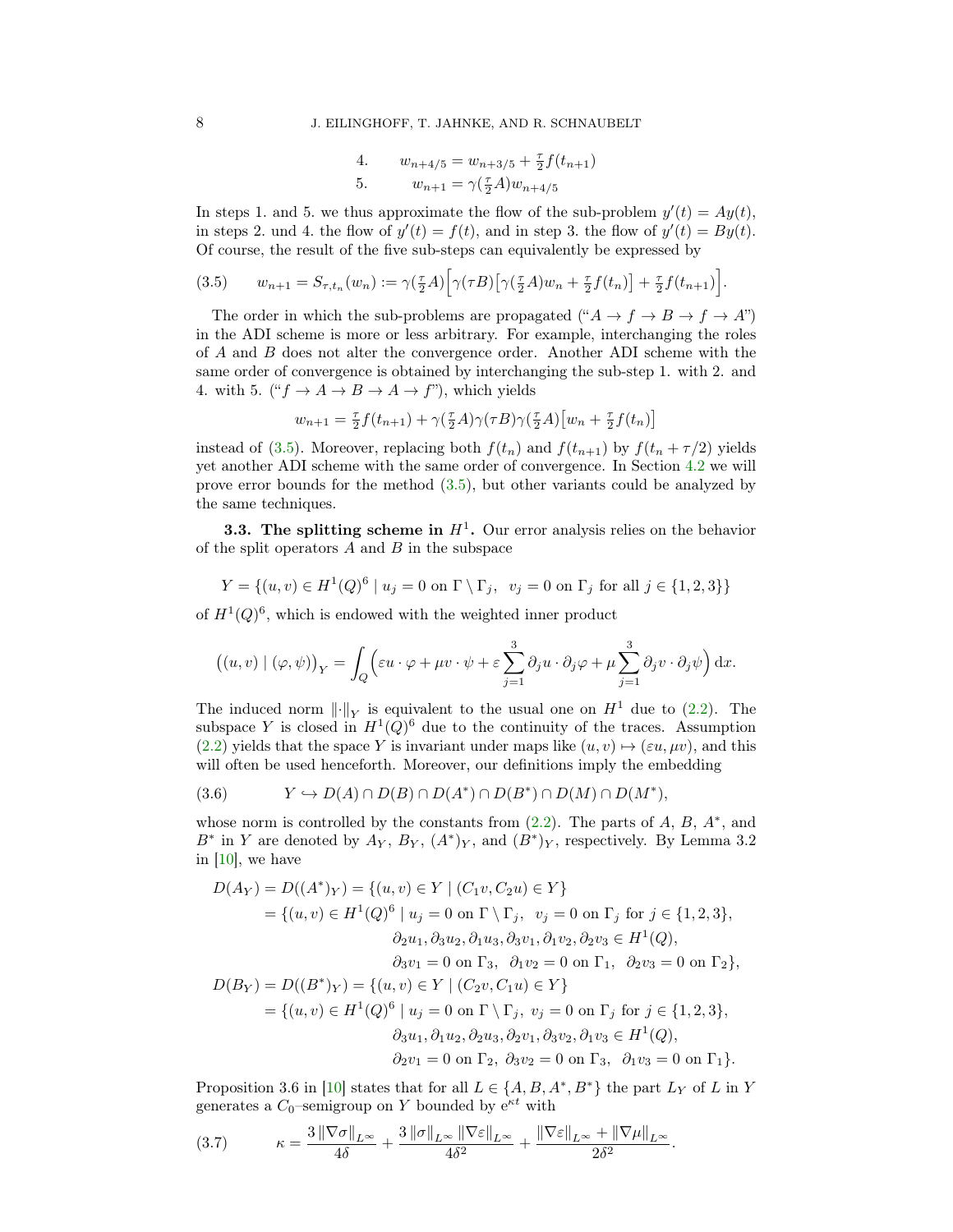4. $\quad w_{n+4/5} = w_{n+3/5} + \frac{\tau}{2} f(t_{n+1})$

5. $\quad w_{n+1} = \gamma(\frac{\tau}{2}A) w_{n+4/5}$

In steps 1. and 5. we thus approximate the flow of the sub-problem $y'(t) = Ay(t)$, in steps 2. und 4. the flow of $y'(t) = f(t)$, and in step 3. the flow of $y'(t) = By(t)$. Of course, the result of the five sub-steps can equivalently be expressed by

$$w_{n+1} = S_{\tau,t_n}(w_n) := \gamma(\tfrac{\tau}{2}A)\Big[\gamma(\tau B)\big[\gamma(\tfrac{\tau}{2}A)w_n + \tfrac{\tau}{2}f(t_n)\big] + \tfrac{\tau}{2}f(t_{n+1})\Big]. \tag{3.5}$$

The order in which the sub-problems are propagated ("$A \to f \to B \to f \to A$") in the ADI scheme is more or less arbitrary. For example, interchanging the roles of $A$ and $B$ does not alter the convergence order. Another ADI scheme with the same order of convergence is obtained by interchanging the sub-step 1. with 2. and 4. with 5. ("$f \to A \to B \to A \to f$"), which yields

$$w_{n+1} = \tfrac{\tau}{2}f(t_{n+1}) + \gamma(\tfrac{\tau}{2}A)\gamma(\tau B)\gamma(\tfrac{\tau}{2}A)\big[w_n + \tfrac{\tau}{2}f(t_n)\big]$$

instead of (3.5). Moreover, replacing both $f(t_n)$ and $f(t_{n+1})$ by $f(t_n + \tau/2)$ yields yet another ADI scheme with the same order of convergence. In Section 4.2 we will prove error bounds for the method (3.5), but other variants could be analyzed by the same techniques.

### 3.3. The splitting scheme in $H^1$.

Our error analysis relies on the behavior of the split operators $A$ and $B$ in the subspace

$$Y = \{(u,v) \in H^1(Q)^6 \mid u_j = 0 \text{ on } \Gamma \setminus \Gamma_j,\ \ v_j = 0 \text{ on } \Gamma_j \text{ for all } j \in \{1,2,3\}\}$$

of $H^1(Q)^6$, which is endowed with the weighted inner product

$$\big((u,v) \mid (\varphi,\psi)\big)_Y = \int_Q \Big(\varepsilon u\cdot\varphi + \mu v\cdot\psi + \varepsilon\sum_{j=1}^3 \partial_j u\cdot\partial_j\varphi + \mu\sum_{j=1}^3 \partial_j v\cdot\partial_j\psi\Big)\,\mathrm{d}x.$$

The induced norm $\|\cdot\|_Y$ is equivalent to the usual one on $H^1$ due to (2.2). The subspace $Y$ is closed in $H^1(Q)^6$ due to the continuity of the traces. Assumption (2.2) yields that the space $Y$ is invariant under maps like $(u,v) \mapsto (\varepsilon u, \mu v)$, and this will often be used henceforth. Moreover, our definitions imply the embedding

$$Y \hookrightarrow D(A) \cap D(B) \cap D(A^*) \cap D(B^*) \cap D(M) \cap D(M^*), \tag{3.6}$$

whose norm is controlled by the constants from (2.2). The parts of $A$, $B$, $A^*$, and $B^*$ in $Y$ are denoted by $A_Y$, $B_Y$, $(A^*)_Y$, and $(B^*)_Y$, respectively. By Lemma 3.2 in [10], we have

$$\begin{aligned}
D(A_Y) = D((A^*)_Y) &= \{(u,v) \in Y \mid (C_1 v, C_2 u) \in Y\} \\
&= \{(u,v) \in H^1(Q)^6 \mid u_j = 0 \text{ on } \Gamma\setminus\Gamma_j,\ \ v_j = 0 \text{ on } \Gamma_j \text{ for } j \in \{1,2,3\}, \\
&\qquad \partial_2 u_1, \partial_3 u_2, \partial_1 u_3, \partial_3 v_1, \partial_1 v_2, \partial_2 v_3 \in H^1(Q), \\
&\qquad \partial_3 v_1 = 0 \text{ on } \Gamma_3,\ \ \partial_1 v_2 = 0 \text{ on } \Gamma_1,\ \ \partial_2 v_3 = 0 \text{ on } \Gamma_2\}, \\
D(B_Y) = D((B^*)_Y) &= \{(u,v) \in Y \mid (C_2 v, C_1 u) \in Y\} \\
&= \{(u,v) \in H^1(Q)^6 \mid u_j = 0 \text{ on } \Gamma\setminus\Gamma_j,\ v_j = 0 \text{ on } \Gamma_j \text{ for } j \in \{1,2,3\}, \\
&\qquad \partial_3 u_1, \partial_1 u_2, \partial_2 u_3, \partial_2 v_1, \partial_3 v_2, \partial_1 v_3 \in H^1(Q), \\
&\qquad \partial_2 v_1 = 0 \text{ on } \Gamma_2,\ \partial_3 v_2 = 0 \text{ on } \Gamma_3,\ \ \partial_1 v_3 = 0 \text{ on } \Gamma_1\}.
\end{aligned}$$

Proposition 3.6 in [10] states that for all $L \in \{A, B, A^*, B^*\}$ the part $L_Y$ of $L$ in $Y$ generates a $C_0$–semigroup on $Y$ bounded by $\mathrm{e}^{\kappa t}$ with

$$\kappa = \frac{3\,\|\nabla\sigma\|_{L^\infty}}{4\delta} + \frac{3\,\|\sigma\|_{L^\infty}\,\|\nabla\varepsilon\|_{L^\infty}}{4\delta^2} + \frac{\|\nabla\varepsilon\|_{L^\infty} + \|\nabla\mu\|_{L^\infty}}{2\delta^2}. \tag{3.7}$$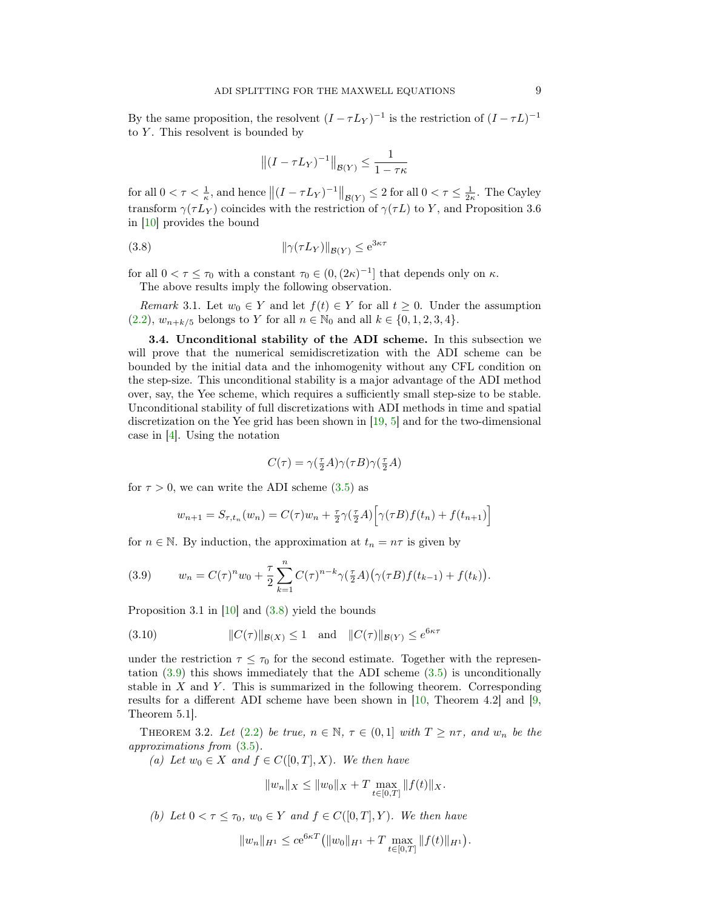By the same proposition, the resolvent $(I - \tau L_Y)^{-1}$ is the restriction of $(I - \tau L)^{-1}$ to $Y$. This resolvent is bounded by

$$\left\|(I - \tau L_Y)^{-1}\right\|_{\mathcal{B}(Y)} \le \frac{1}{1 - \tau\kappa}$$

for all $0 < \tau < \frac{1}{\kappa}$, and hence $\left\|(I - \tau L_Y)^{-1}\right\|_{\mathcal{B}(Y)} \le 2$ for all $0 < \tau \le \frac{1}{2\kappa}$. The Cayley transform $\gamma(\tau L_Y)$ coincides with the restriction of $\gamma(\tau L)$ to $Y$, and Proposition 3.6 in [10] provides the bound

$$\|\gamma(\tau L_Y)\|_{\mathcal{B}(Y)} \le \mathrm{e}^{3\kappa\tau} \tag{3.8}$$

for all $0 < \tau \le \tau_0$ with a constant $\tau_0 \in (0, (2\kappa)^{-1}]$ that depends only on $\kappa$.

The above results imply the following observation.

*Remark* 3.1. Let $w_0 \in Y$ and let $f(t) \in Y$ for all $t \ge 0$. Under the assumption (2.2), $w_{n+k/5}$ belongs to $Y$ for all $n \in \mathbb{N}_0$ and all $k \in \{0, 1, 2, 3, 4\}$.

**3.4. Unconditional stability of the ADI scheme.** In this subsection we will prove that the numerical semidiscretization with the ADI scheme can be bounded by the initial data and the inhomogenity without any CFL condition on the step-size. This unconditional stability is a major advantage of the ADI method over, say, the Yee scheme, which requires a sufficiently small step-size to be stable. Unconditional stability of full discretizations with ADI methods in time and spatial discretization on the Yee grid has been shown in [19, 5] and for the two-dimensional case in [4]. Using the notation

$$C(\tau) = \gamma(\tfrac{\tau}{2}A)\gamma(\tau B)\gamma(\tfrac{\tau}{2}A)$$

for $\tau > 0$, we can write the ADI scheme (3.5) as

$$w_{n+1} = S_{\tau,t_n}(w_n) = C(\tau)w_n + \tfrac{\tau}{2}\gamma(\tfrac{\tau}{2}A)\Big[\gamma(\tau B)f(t_n) + f(t_{n+1})\Big]$$

for $n \in \mathbb{N}$. By induction, the approximation at $t_n = n\tau$ is given by

$$w_n = C(\tau)^n w_0 + \frac{\tau}{2}\sum_{k=1}^{n} C(\tau)^{n-k}\gamma(\tfrac{\tau}{2}A)\big(\gamma(\tau B)f(t_{k-1}) + f(t_k)\big). \tag{3.9}$$

Proposition 3.1 in [10] and (3.8) yield the bounds

$$\|C(\tau)\|_{\mathcal{B}(X)} \le 1 \quad \text{and} \quad \|C(\tau)\|_{\mathcal{B}(Y)} \le e^{6\kappa\tau} \tag{3.10}$$

under the restriction $\tau \le \tau_0$ for the second estimate. Together with the representation (3.9) this shows immediately that the ADI scheme (3.5) is unconditionally stable in $X$ and $Y$. This is summarized in the following theorem. Corresponding results for a different ADI scheme have been shown in [10, Theorem 4.2] and [9, Theorem 5.1].

THEOREM 3.2. *Let (2.2) be true, $n \in \mathbb{N}$, $\tau \in (0, 1]$ with $T \ge n\tau$, and $w_n$ be the approximations from (3.5).*

*(a) Let $w_0 \in X$ and $f \in C([0, T], X)$. We then have*

$$\|w_n\|_X \le \|w_0\|_X + T\max_{t\in[0,T]}\|f(t)\|_X.$$

*(b) Let $0 < \tau \le \tau_0$, $w_0 \in Y$ and $f \in C([0, T], Y)$. We then have*

$$\|w_n\|_{H^1} \le c\mathrm{e}^{6\kappa T}\big(\|w_0\|_{H^1} + T\max_{t\in[0,T]}\|f(t)\|_{H^1}\big).$$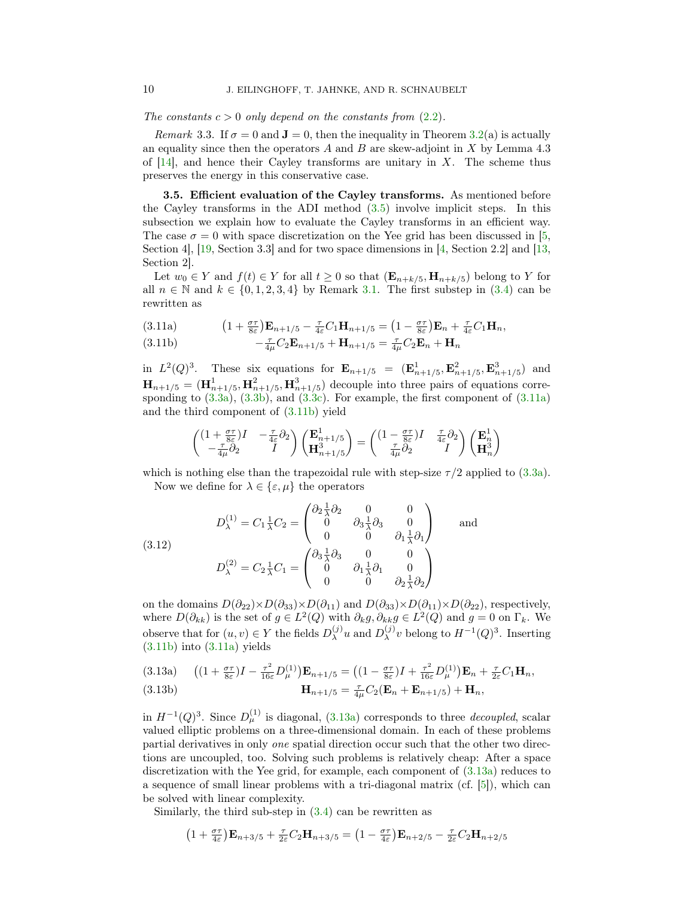*The constants $c > 0$ only depend on the constants from (2.2).*

*Remark* 3.3. If $\sigma = 0$ and $\mathbf{J} = 0$, then the inequality in Theorem 3.2(a) is actually an equality since then the operators $A$ and $B$ are skew-adjoint in $X$ by Lemma 4.3 of [14], and hence their Cayley transforms are unitary in $X$. The scheme thus preserves the energy in this conservative case.

**3.5. Efficient evaluation of the Cayley transforms.** As mentioned before the Cayley transforms in the ADI method (3.5) involve implicit steps. In this subsection we explain how to evaluate the Cayley transforms in an efficient way. The case $\sigma = 0$ with space discretization on the Yee grid has been discussed in [5, Section 4], [19, Section 3.3] and for two space dimensions in [4, Section 2.2] and [13, Section 2].

Let $w_0 \in Y$ and $f(t) \in Y$ for all $t \geq 0$ so that $(\mathbf{E}_{n+k/5}, \mathbf{H}_{n+k/5})$ belong to $Y$ for all $n \in \mathbb{N}$ and $k \in \{0, 1, 2, 3, 4\}$ by Remark 3.1. The first substep in (3.4) can be rewritten as

$$\big(1 + \tfrac{\sigma\tau}{8\varepsilon}\big)\mathbf{E}_{n+1/5} - \tfrac{\tau}{4\varepsilon}C_1\mathbf{H}_{n+1/5} = \big(1 - \tfrac{\sigma\tau}{8\varepsilon}\big)\mathbf{E}_n + \tfrac{\tau}{4\varepsilon}C_1\mathbf{H}_n, \tag{3.11a}$$

$$-\tfrac{\tau}{4\mu}C_2\mathbf{E}_{n+1/5} + \mathbf{H}_{n+1/5} = \tfrac{\tau}{4\mu}C_2\mathbf{E}_n + \mathbf{H}_n \tag{3.11b}$$

in $L^2(Q)^3$. These six equations for $\mathbf{E}_{n+1/5} = (\mathbf{E}^1_{n+1/5}, \mathbf{E}^2_{n+1/5}, \mathbf{E}^3_{n+1/5})$ and $\mathbf{H}_{n+1/5} = (\mathbf{H}^1_{n+1/5}, \mathbf{H}^2_{n+1/5}, \mathbf{H}^3_{n+1/5})$ decouple into three pairs of equations corresponding to (3.3a), (3.3b), and (3.3c). For example, the first component of (3.11a) and the third component of (3.11b) yield

$$\begin{pmatrix} (1 + \frac{\sigma\tau}{8\varepsilon})I & -\frac{\tau}{4\varepsilon}\partial_2 \\ -\frac{\tau}{4\mu}\partial_2 & I \end{pmatrix} \begin{pmatrix} \mathbf{E}^1_{n+1/5} \\ \mathbf{H}^3_{n+1/5} \end{pmatrix} = \begin{pmatrix} (1 - \frac{\sigma\tau}{8\varepsilon})I & \frac{\tau}{4\varepsilon}\partial_2 \\ \frac{\tau}{4\mu}\partial_2 & I \end{pmatrix} \begin{pmatrix} \mathbf{E}^1_n \\ \mathbf{H}^3_n \end{pmatrix}$$

which is nothing else than the trapezoidal rule with step-size $\tau/2$ applied to (3.3a).

Now we define for $\lambda \in \{\varepsilon, \mu\}$ the operators

$$\begin{aligned} D^{(1)}_\lambda &= C_1 \tfrac{1}{\lambda} C_2 = \begin{pmatrix} \partial_2 \frac{1}{\lambda}\partial_2 & 0 & 0 \\ 0 & \partial_3 \frac{1}{\lambda}\partial_3 & 0 \\ 0 & 0 & \partial_1 \frac{1}{\lambda}\partial_1 \end{pmatrix} \qquad \text{and} \\ D^{(2)}_\lambda &= C_2 \tfrac{1}{\lambda} C_1 = \begin{pmatrix} \partial_3 \frac{1}{\lambda}\partial_3 & 0 & 0 \\ 0 & \partial_1 \frac{1}{\lambda}\partial_1 & 0 \\ 0 & 0 & \partial_2 \frac{1}{\lambda}\partial_2 \end{pmatrix} \end{aligned} \tag{3.12}$$

on the domains $D(\partial_{22}) \times D(\partial_{33}) \times D(\partial_{11})$ and $D(\partial_{33}) \times D(\partial_{11}) \times D(\partial_{22})$, respectively, where $D(\partial_{kk})$ is the set of $g \in L^2(Q)$ with $\partial_k g, \partial_{kk} g \in L^2(Q)$ and $g = 0$ on $\Gamma_k$. We observe that for $(u, v) \in Y$ the fields $D^{(j)}_\lambda u$ and $D^{(j)}_\lambda v$ belong to $H^{-1}(Q)^3$. Inserting (3.11b) into (3.11a) yields

$$\big((1 + \tfrac{\sigma\tau}{8\varepsilon})I - \tfrac{\tau^2}{16\varepsilon}D^{(1)}_\mu\big)\mathbf{E}_{n+1/5} = \big((1 - \tfrac{\sigma\tau}{8\varepsilon})I + \tfrac{\tau^2}{16\varepsilon}D^{(1)}_\mu\big)\mathbf{E}_n + \tfrac{\tau}{2\varepsilon}C_1\mathbf{H}_n, \tag{3.13a}$$

$$\mathbf{H}_{n+1/5} = \tfrac{\tau}{4\mu}C_2(\mathbf{E}_n + \mathbf{E}_{n+1/5}) + \mathbf{H}_n, \tag{3.13b}$$

in $H^{-1}(Q)^3$. Since $D^{(1)}_\mu$ is diagonal, (3.13a) corresponds to three *decoupled*, scalar valued elliptic problems on a three-dimensional domain. In each of these problems partial derivatives in only *one* spatial direction occur such that the other two directions are uncoupled, too. Solving such problems is relatively cheap: After a space discretization with the Yee grid, for example, each component of (3.13a) reduces to a sequence of small linear problems with a tri-diagonal matrix (cf. [5]), which can be solved with linear complexity.

Similarly, the third sub-step in (3.4) can be rewritten as

$$\big(1 + \tfrac{\sigma\tau}{4\varepsilon}\big)\mathbf{E}_{n+3/5} + \tfrac{\tau}{2\varepsilon}C_2\mathbf{H}_{n+3/5} = \big(1 - \tfrac{\sigma\tau}{4\varepsilon}\big)\mathbf{E}_{n+2/5} - \tfrac{\tau}{2\varepsilon}C_2\mathbf{H}_{n+2/5}$$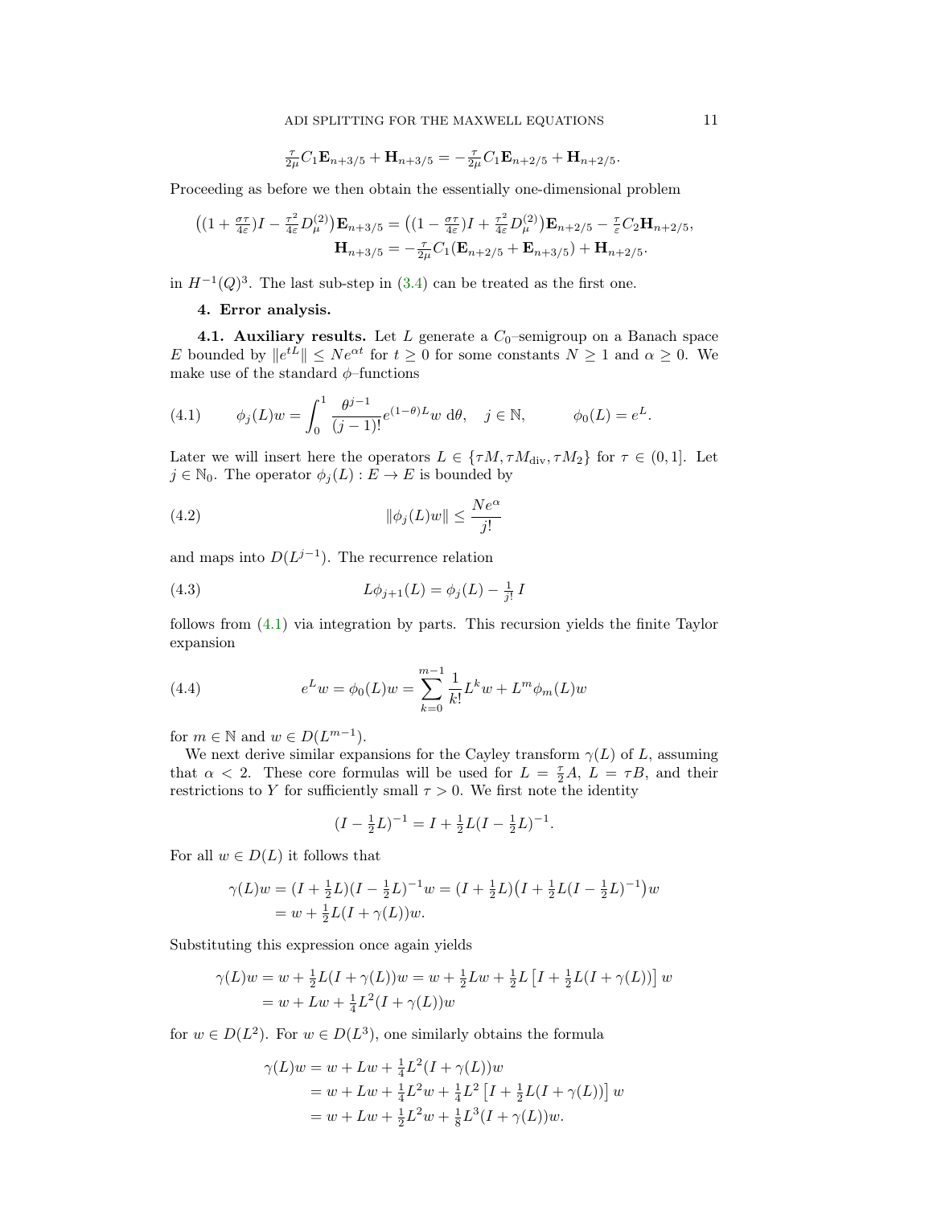$$\tfrac{\tau}{2\mu} C_1 \mathbf{E}_{n+3/5} + \mathbf{H}_{n+3/5} = -\tfrac{\tau}{2\mu} C_1 \mathbf{E}_{n+2/5} + \mathbf{H}_{n+2/5}.$$

Proceeding as before we then obtain the essentially one-dimensional problem

$$\begin{aligned}
\big((1+\tfrac{\sigma\tau}{4\varepsilon})I - \tfrac{\tau^2}{4\varepsilon} D_\mu^{(2)}\big)\mathbf{E}_{n+3/5} &= \big((1-\tfrac{\sigma\tau}{4\varepsilon})I + \tfrac{\tau^2}{4\varepsilon} D_\mu^{(2)}\big)\mathbf{E}_{n+2/5} - \tfrac{\tau}{\varepsilon} C_2 \mathbf{H}_{n+2/5},\\
\mathbf{H}_{n+3/5} &= -\tfrac{\tau}{2\mu} C_1(\mathbf{E}_{n+2/5} + \mathbf{E}_{n+3/5}) + \mathbf{H}_{n+2/5}.
\end{aligned}$$

in $H^{-1}(Q)^3$. The last sub-step in (3.4) can be treated as the first one.

## 4. Error analysis.

### 4.1. Auxiliary results.

Let $L$ generate a $C_0$–semigroup on a Banach space $E$ bounded by $\|e^{tL}\| \le N e^{\alpha t}$ for $t \ge 0$ for some constants $N \ge 1$ and $\alpha \ge 0$. We make use of the standard $\phi$–functions

$$\phi_j(L)w = \int_0^1 \frac{\theta^{j-1}}{(j-1)!} e^{(1-\theta)L} w \,\mathrm{d}\theta, \quad j \in \mathbb{N}, \qquad \phi_0(L) = e^L. \tag{4.1}$$

Later we will insert here the operators $L \in \{\tau M, \tau M_{\mathrm{div}}, \tau M_2\}$ for $\tau \in (0,1]$. Let $j \in \mathbb{N}_0$. The operator $\phi_j(L) : E \to E$ is bounded by

$$\|\phi_j(L)w\| \le \frac{N e^\alpha}{j!} \tag{4.2}$$

and maps into $D(L^{j-1})$. The recurrence relation

$$L\phi_{j+1}(L) = \phi_j(L) - \tfrac{1}{j!}\, I \tag{4.3}$$

follows from (4.1) via integration by parts. This recursion yields the finite Taylor expansion

$$e^L w = \phi_0(L) w = \sum_{k=0}^{m-1} \frac{1}{k!} L^k w + L^m \phi_m(L) w \tag{4.4}$$

for $m \in \mathbb{N}$ and $w \in D(L^{m-1})$.

We next derive similar expansions for the Cayley transform $\gamma(L)$ of $L$, assuming that $\alpha < 2$. These core formulas will be used for $L = \frac{\tau}{2}A$, $L = \tau B$, and their restrictions to $Y$ for sufficiently small $\tau > 0$. We first note the identity

$$(I - \tfrac{1}{2}L)^{-1} = I + \tfrac{1}{2}L(I - \tfrac{1}{2}L)^{-1}.$$

For all $w \in D(L)$ it follows that

$$\begin{aligned}
\gamma(L)w &= (I + \tfrac{1}{2}L)(I - \tfrac{1}{2}L)^{-1} w = (I + \tfrac{1}{2}L)\big(I + \tfrac{1}{2}L(I - \tfrac{1}{2}L)^{-1}\big) w\\
&= w + \tfrac{1}{2}L(I + \gamma(L))w.
\end{aligned}$$

Substituting this expression once again yields

$$\begin{aligned}
\gamma(L)w &= w + \tfrac{1}{2}L(I + \gamma(L))w = w + \tfrac{1}{2}Lw + \tfrac{1}{2}L\left[I + \tfrac{1}{2}L(I + \gamma(L))\right] w\\
&= w + Lw + \tfrac{1}{4}L^2(I + \gamma(L))w
\end{aligned}$$

for $w \in D(L^2)$. For $w \in D(L^3)$, one similarly obtains the formula

$$\begin{aligned}
\gamma(L)w &= w + Lw + \tfrac{1}{4}L^2(I + \gamma(L))w\\
&= w + Lw + \tfrac{1}{4}L^2 w + \tfrac{1}{4}L^2\left[I + \tfrac{1}{2}L(I + \gamma(L))\right] w\\
&= w + Lw + \tfrac{1}{2}L^2 w + \tfrac{1}{8}L^3(I + \gamma(L))w.
\end{aligned}$$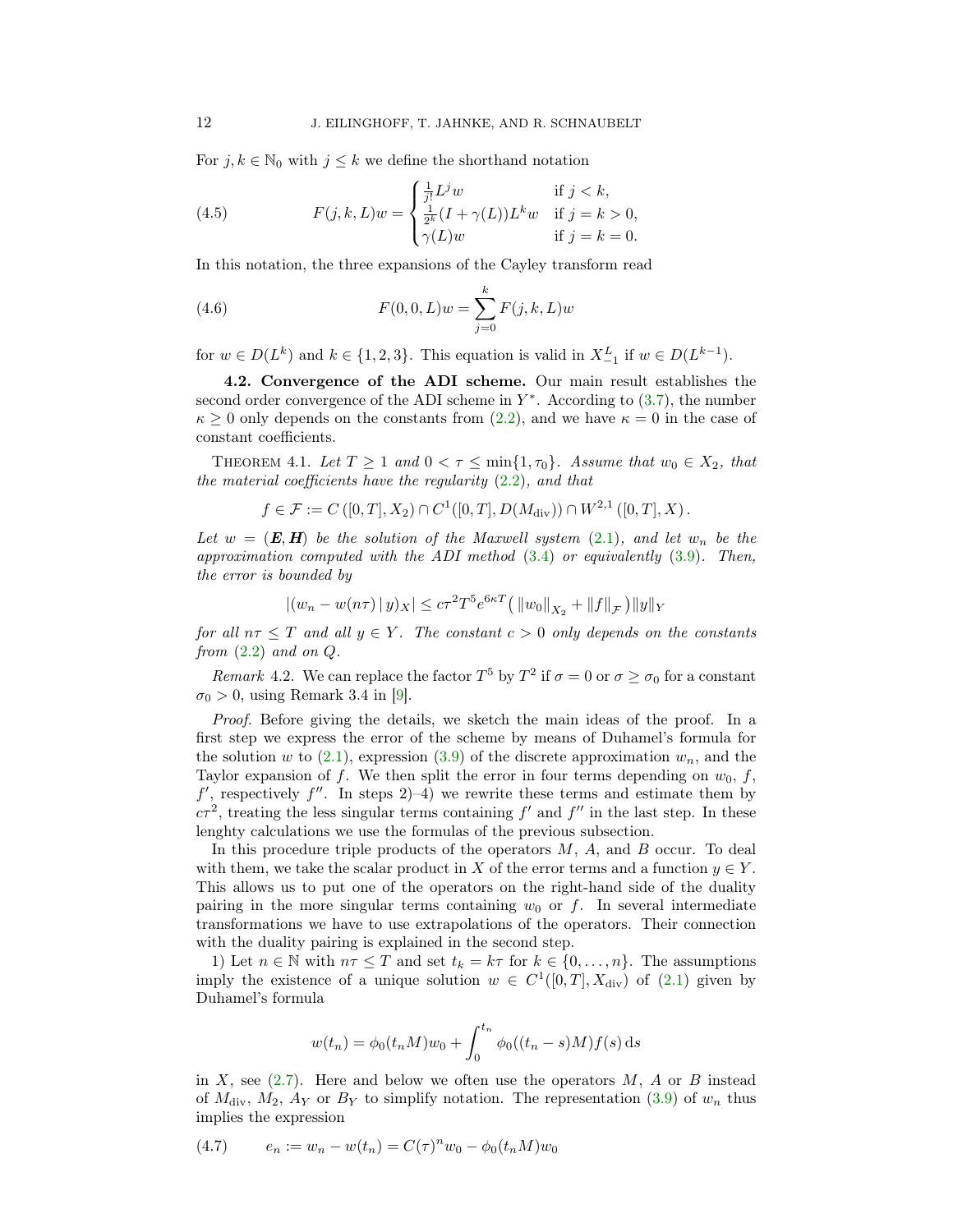For $j, k \in \mathbb{N}_0$ with $j \le k$ we define the shorthand notation

$$F(j,k,L)w = \begin{cases} \frac{1}{j!} L^j w & \text{if } j < k, \\ \frac{1}{2^k}(I + \gamma(L))L^k w & \text{if } j = k > 0, \\ \gamma(L) w & \text{if } j = k = 0. \end{cases} \tag{4.5}$$

In this notation, the three expansions of the Cayley transform read

$$F(0,0,L)w = \sum_{j=0}^{k} F(j,k,L)w \tag{4.6}$$

for $w \in D(L^k)$ and $k \in \{1,2,3\}$. This equation is valid in $X_{-1}^L$ if $w \in D(L^{k-1})$.

**4.2. Convergence of the ADI scheme.** Our main result establishes the second order convergence of the ADI scheme in $Y^*$. According to (3.7), the number $\kappa \ge 0$ only depends on the constants from (2.2), and we have $\kappa = 0$ in the case of constant coefficients.

Theorem 4.1. *Let $T \ge 1$ and $0 < \tau \le \min\{1, \tau_0\}$. Assume that $w_0 \in X_2$, that the material coefficients have the regularity (2.2), and that*

$$f \in \mathcal{F} := C([0,T], X_2) \cap C^1([0,T], D(M_{\mathrm{div}})) \cap W^{2,1}([0,T], X).$$

*Let $w = (\boldsymbol{E}, \boldsymbol{H})$ be the solution of the Maxwell system (2.1), and let $w_n$ be the approximation computed with the ADI method (3.4) or equivalently (3.9). Then, the error is bounded by*

$$|(w_n - w(n\tau) \,|\, y)_X| \le c\tau^2 T^5 e^{6\kappa T}\big(\|w_0\|_{X_2} + \|f\|_{\mathcal{F}}\big)\|y\|_Y$$

*for all $n\tau \le T$ and all $y \in Y$. The constant $c > 0$ only depends on the constants from (2.2) and on $Q$.*

*Remark* 4.2. We can replace the factor $T^5$ by $T^2$ if $\sigma = 0$ or $\sigma \ge \sigma_0$ for a constant $\sigma_0 > 0$, using Remark 3.4 in [9].

*Proof.* Before giving the details, we sketch the main ideas of the proof. In a first step we express the error of the scheme by means of Duhamel's formula for the solution $w$ to (2.1), expression (3.9) of the discrete approximation $w_n$, and the Taylor expansion of $f$. We then split the error in four terms depending on $w_0$, $f$, $f'$, respectively $f''$. In steps 2)–4) we rewrite these terms and estimate them by $c\tau^2$, treating the less singular terms containing $f'$ and $f''$ in the last step. In these lenghty calculations we use the formulas of the previous subsection.

In this procedure triple products of the operators $M$, $A$, and $B$ occur. To deal with them, we take the scalar product in $X$ of the error terms and a function $y \in Y$. This allows us to put one of the operators on the right-hand side of the duality pairing in the more singular terms containing $w_0$ or $f$. In several intermediate transformations we have to use extrapolations of the operators. Their connection with the duality pairing is explained in the second step.

1) Let $n \in \mathbb{N}$ with $n\tau \le T$ and set $t_k = k\tau$ for $k \in \{0, \dots, n\}$. The assumptions imply the existence of a unique solution $w \in C^1([0,T], X_{\mathrm{div}})$ of (2.1) given by Duhamel's formula

$$w(t_n) = \phi_0(t_n M)w_0 + \int_0^{t_n} \phi_0((t_n - s)M)f(s)\,\mathrm{d}s$$

in $X$, see (2.7). Here and below we often use the operators $M$, $A$ or $B$ instead of $M_{\mathrm{div}}$, $M_2$, $A_Y$ or $B_Y$ to simplify notation. The representation (3.9) of $w_n$ thus implies the expression

$$e_n := w_n - w(t_n) = C(\tau)^n w_0 - \phi_0(t_n M)w_0 \tag{4.7}$$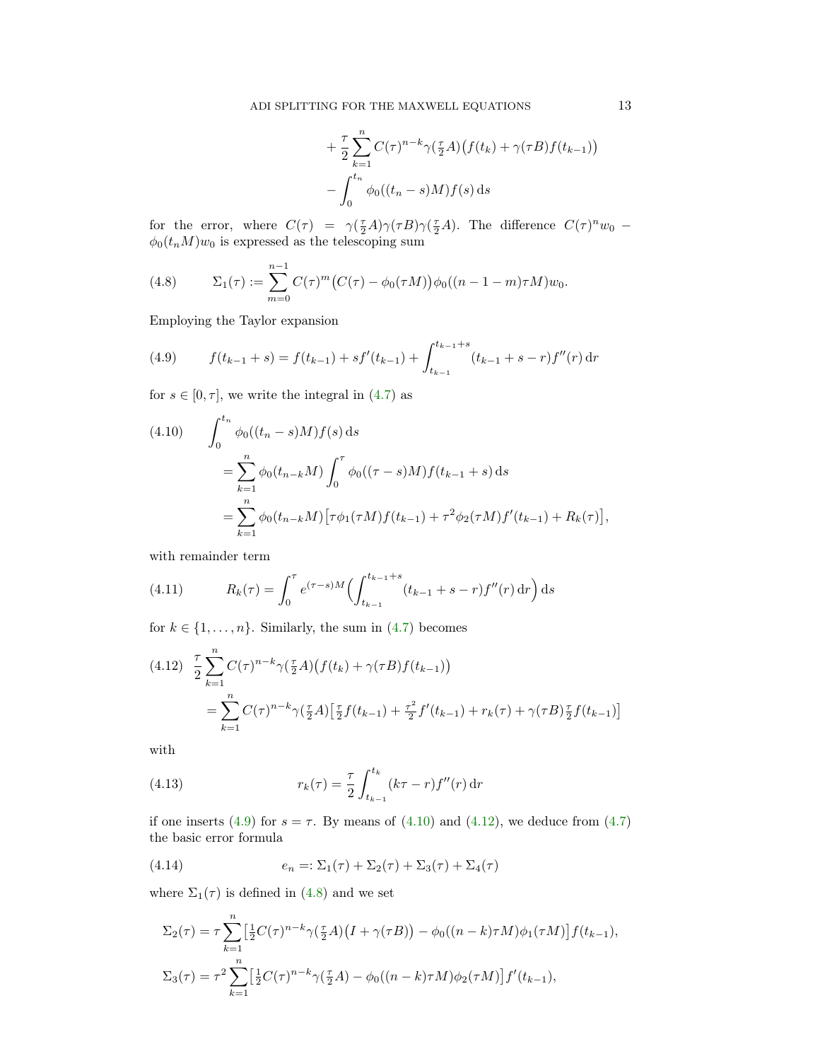$$
\begin{aligned}
&+\frac{\tau}{2}\sum_{k=1}^{n} C(\tau)^{n-k}\gamma(\tfrac{\tau}{2}A)\big(f(t_k)+\gamma(\tau B)f(t_{k-1})\big)\\
&-\int_0^{t_n}\phi_0((t_n-s)M)f(s)\,\mathrm{d}s
\end{aligned}
$$

for the error, where $C(\tau) = \gamma(\frac{\tau}{2}A)\gamma(\tau B)\gamma(\frac{\tau}{2}A)$. The difference $C(\tau)^n w_0 - \phi_0(t_n M)w_0$ is expressed as the telescoping sum

$$
\Sigma_1(\tau) := \sum_{m=0}^{n-1} C(\tau)^m\big(C(\tau)-\phi_0(\tau M)\big)\phi_0((n-1-m)\tau M)w_0. \tag{4.8}
$$

Employing the Taylor expansion

$$
f(t_{k-1}+s) = f(t_{k-1}) + sf'(t_{k-1}) + \int_{t_{k-1}}^{t_{k-1}+s}(t_{k-1}+s-r)f''(r)\,\mathrm{d}r \tag{4.9}
$$

for $s\in[0,\tau]$, we write the integral in (4.7) as

$$
\begin{aligned}
\int_0^{t_n}\phi_0((t_n-s)M)f(s)\,\mathrm{d}s
&= \sum_{k=1}^{n}\phi_0(t_{n-k}M)\int_0^{\tau}\phi_0((\tau-s)M)f(t_{k-1}+s)\,\mathrm{d}s\\
&= \sum_{k=1}^{n}\phi_0(t_{n-k}M)\big[\tau\phi_1(\tau M)f(t_{k-1})+\tau^2\phi_2(\tau M)f'(t_{k-1})+R_k(\tau)\big],
\end{aligned} \tag{4.10}
$$

with remainder term

$$
R_k(\tau) = \int_0^{\tau} e^{(\tau-s)M}\Big(\int_{t_{k-1}}^{t_{k-1}+s}(t_{k-1}+s-r)f''(r)\,\mathrm{d}r\Big)\,\mathrm{d}s \tag{4.11}
$$

for $k\in\{1,\dots,n\}$. Similarly, the sum in (4.7) becomes

$$
\begin{aligned}
&\frac{\tau}{2}\sum_{k=1}^{n} C(\tau)^{n-k}\gamma(\tfrac{\tau}{2}A)\big(f(t_k)+\gamma(\tau B)f(t_{k-1})\big)\\
&\quad= \sum_{k=1}^{n} C(\tau)^{n-k}\gamma(\tfrac{\tau}{2}A)\big[\tfrac{\tau}{2}f(t_{k-1})+\tfrac{\tau^2}{2}f'(t_{k-1})+r_k(\tau)+\gamma(\tau B)\tfrac{\tau}{2}f(t_{k-1})\big]
\end{aligned} \tag{4.12}
$$

with

$$
r_k(\tau) = \frac{\tau}{2}\int_{t_{k-1}}^{t_k}(k\tau-r)f''(r)\,\mathrm{d}r \tag{4.13}
$$

if one inserts (4.9) for $s=\tau$. By means of (4.10) and (4.12), we deduce from (4.7) the basic error formula

$$
e_n =: \Sigma_1(\tau)+\Sigma_2(\tau)+\Sigma_3(\tau)+\Sigma_4(\tau) \tag{4.14}
$$

where $\Sigma_1(\tau)$ is defined in (4.8) and we set

$$
\begin{aligned}
\Sigma_2(\tau) &= \tau\sum_{k=1}^{n}\big[\tfrac{1}{2}C(\tau)^{n-k}\gamma(\tfrac{\tau}{2}A)\big(I+\gamma(\tau B)\big)-\phi_0((n-k)\tau M)\phi_1(\tau M)\big]f(t_{k-1}),\\
\Sigma_3(\tau) &= \tau^2\sum_{k=1}^{n}\big[\tfrac{1}{2}C(\tau)^{n-k}\gamma(\tfrac{\tau}{2}A)-\phi_0((n-k)\tau M)\phi_2(\tau M)\big]f'(t_{k-1}),
\end{aligned}
$$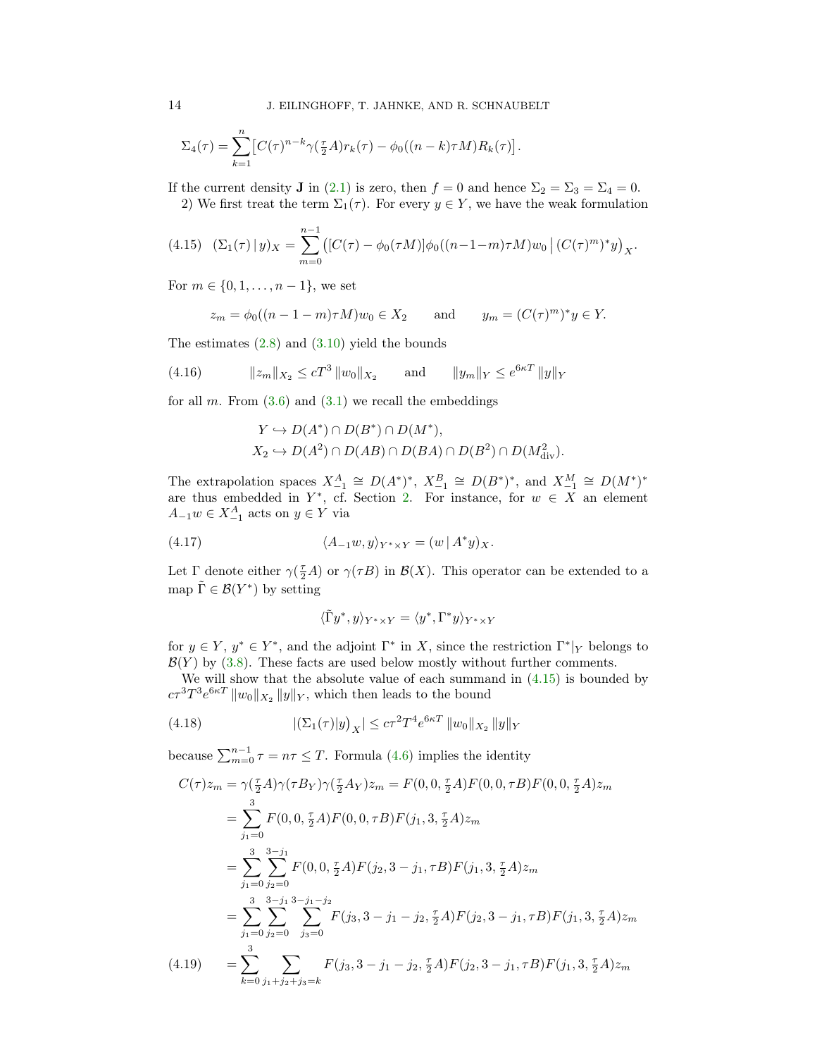$$\Sigma_4(\tau) = \sum_{k=1}^{n} \big[ C(\tau)^{n-k} \gamma(\tfrac{\tau}{2}A) r_k(\tau) - \phi_0((n-k)\tau M) R_k(\tau) \big].$$

If the current density $\mathbf{J}$ in (2.1) is zero, then $f = 0$ and hence $\Sigma_2 = \Sigma_3 = \Sigma_4 = 0$.

2) We first treat the term $\Sigma_1(\tau)$. For every $y \in Y$, we have the weak formulation

$$(\Sigma_1(\tau) \,|\, y)_X = \sum_{m=0}^{n-1} \big( [C(\tau) - \phi_0(\tau M)] \phi_0((n-1-m)\tau M) w_0 \,\big|\, (C(\tau)^m)^* y \big)_X. \tag{4.15}$$

For $m \in \{0, 1, \dots, n-1\}$, we set

$$z_m = \phi_0((n-1-m)\tau M) w_0 \in X_2 \qquad \text{and} \qquad y_m = (C(\tau)^m)^* y \in Y.$$

The estimates (2.8) and (3.10) yield the bounds

$$\|z_m\|_{X_2} \le c T^3 \|w_0\|_{X_2} \qquad \text{and} \qquad \|y_m\|_Y \le e^{6\kappa T} \|y\|_Y \tag{4.16}$$

for all $m$. From (3.6) and (3.1) we recall the embeddings

$$\begin{aligned} Y &\hookrightarrow D(A^*) \cap D(B^*) \cap D(M^*), \\ X_2 &\hookrightarrow D(A^2) \cap D(AB) \cap D(BA) \cap D(B^2) \cap D(M_{\mathrm{div}}^2). \end{aligned}$$

The extrapolation spaces $X_{-1}^A \cong D(A^*)^*$, $X_{-1}^B \cong D(B^*)^*$, and $X_{-1}^M \cong D(M^*)^*$ are thus embedded in $Y^*$, cf. Section 2. For instance, for $w \in X$ an element $A_{-1} w \in X_{-1}^A$ acts on $y \in Y$ via

$$\langle A_{-1} w, y \rangle_{Y^* \times Y} = (w \,|\, A^* y)_X. \tag{4.17}$$

Let $\Gamma$ denote either $\gamma(\frac{\tau}{2}A)$ or $\gamma(\tau B)$ in $\mathcal{B}(X)$. This operator can be extended to a map $\tilde{\Gamma} \in \mathcal{B}(Y^*)$ by setting

$$\langle \tilde{\Gamma} y^*, y \rangle_{Y^* \times Y} = \langle y^*, \Gamma^* y \rangle_{Y^* \times Y}$$

for $y \in Y$, $y^* \in Y^*$, and the adjoint $\Gamma^*$ in $X$, since the restriction $\Gamma^*|_Y$ belongs to $\mathcal{B}(Y)$ by (3.8). These facts are used below mostly without further comments.

We will show that the absolute value of each summand in (4.15) is bounded by $c\tau^3 T^3 e^{6\kappa T} \|w_0\|_{X_2} \|y\|_Y$, which then leads to the bound

$$|(\Sigma_1(\tau) | y)_X| \le c\tau^2 T^4 e^{6\kappa T} \|w_0\|_{X_2} \|y\|_Y \tag{4.18}$$

because $\sum_{m=0}^{n-1} \tau = n\tau \le T$. Formula (4.6) implies the identity

$$\begin{aligned}
C(\tau) z_m &= \gamma(\tfrac{\tau}{2}A)\gamma(\tau B_Y)\gamma(\tfrac{\tau}{2}A_Y) z_m = F(0,0,\tfrac{\tau}{2}A)F(0,0,\tau B)F(0,0,\tfrac{\tau}{2}A) z_m \\
&= \sum_{j_1=0}^{3} F(0,0,\tfrac{\tau}{2}A)F(0,0,\tau B)F(j_1,3,\tfrac{\tau}{2}A) z_m \\
&= \sum_{j_1=0}^{3} \sum_{j_2=0}^{3-j_1} F(0,0,\tfrac{\tau}{2}A)F(j_2,3-j_1,\tau B)F(j_1,3,\tfrac{\tau}{2}A) z_m \\
&= \sum_{j_1=0}^{3} \sum_{j_2=0}^{3-j_1} \sum_{j_3=0}^{3-j_1-j_2} F(j_3,3-j_1-j_2,\tfrac{\tau}{2}A)F(j_2,3-j_1,\tau B)F(j_1,3,\tfrac{\tau}{2}A) z_m \\
&= \sum_{k=0}^{3} \sum_{j_1+j_2+j_3=k} F(j_3,3-j_1-j_2,\tfrac{\tau}{2}A)F(j_2,3-j_1,\tau B)F(j_1,3,\tfrac{\tau}{2}A) z_m
\end{aligned} \tag{4.19}$$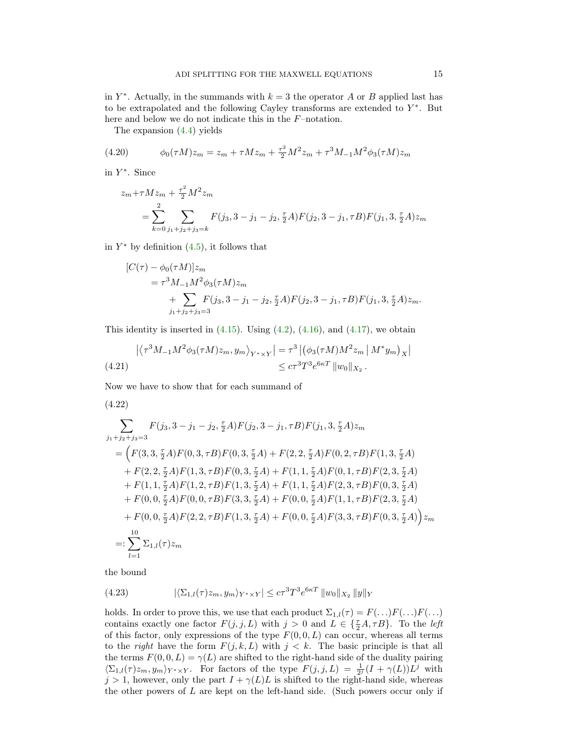in $Y^*$. Actually, in the summands with $k = 3$ the operator $A$ or $B$ applied last has to be extrapolated and the following Cayley transforms are extended to $Y^*$. But here and below we do not indicate this in the $F$–notation.

The expansion (4.4) yields

$$\phi_0(\tau M)z_m = z_m + \tau M z_m + \tfrac{\tau^2}{2} M^2 z_m + \tau^3 M_{-1} M^2 \phi_3(\tau M) z_m \tag{4.20}$$

in $Y^*$. Since

$$\begin{aligned} z_m + &\tau M z_m + \tfrac{\tau^2}{2} M^2 z_m \\ &= \sum_{k=0}^{2} \sum_{j_1+j_2+j_3=k} F(j_3, 3-j_1-j_2, \tfrac{\tau}{2}A) F(j_2, 3-j_1, \tau B) F(j_1, 3, \tfrac{\tau}{2}A) z_m \end{aligned}$$

in $Y^*$ by definition (4.5), it follows that

$$\begin{aligned} [C(\tau) &- \phi_0(\tau M)] z_m \\ &= \tau^3 M_{-1} M^2 \phi_3(\tau M) z_m \\ &\qquad + \sum_{j_1+j_2+j_3=3} F(j_3, 3-j_1-j_2, \tfrac{\tau}{2}A) F(j_2, 3-j_1, \tau B) F(j_1, 3, \tfrac{\tau}{2}A) z_m. \end{aligned}$$

This identity is inserted in (4.15). Using (4.2), (4.16), and (4.17), we obtain

$$\begin{aligned} \left| \left\langle \tau^3 M_{-1} M^2 \phi_3(\tau M) z_m, y_m \right\rangle_{Y^* \times Y} \right| &= \tau^3 \left| \left( \phi_3(\tau M) M^2 z_m \,\middle|\, M^* y_m \right)_X \right| \\ &\le c \tau^3 T^3 e^{6\kappa T} \|w_0\|_{X_2}. \end{aligned} \tag{4.21}$$

Now we have to show that for each summand of

$$\begin{aligned} &\sum_{j_1+j_2+j_3=3} F(j_3, 3-j_1-j_2, \tfrac{\tau}{2}A) F(j_2, 3-j_1, \tau B) F(j_1, 3, \tfrac{\tau}{2}A) z_m \\ &\quad = \Big( F(3,3,\tfrac{\tau}{2}A) F(0,3,\tau B) F(0,3,\tfrac{\tau}{2}A) + F(2,2,\tfrac{\tau}{2}A) F(0,2,\tau B) F(1,3,\tfrac{\tau}{2}A) \\ &\qquad + F(2,2,\tfrac{\tau}{2}A) F(1,3,\tau B) F(0,3,\tfrac{\tau}{2}A) + F(1,1,\tfrac{\tau}{2}A) F(0,1,\tau B) F(2,3,\tfrac{\tau}{2}A) \\ &\qquad + F(1,1,\tfrac{\tau}{2}A) F(1,2,\tau B) F(1,3,\tfrac{\tau}{2}A) + F(1,1,\tfrac{\tau}{2}A) F(2,3,\tau B) F(0,3,\tfrac{\tau}{2}A) \\ &\qquad + F(0,0,\tfrac{\tau}{2}A) F(0,0,\tau B) F(3,3,\tfrac{\tau}{2}A) + F(0,0,\tfrac{\tau}{2}A) F(1,1,\tau B) F(2,3,\tfrac{\tau}{2}A) \\ &\qquad + F(0,0,\tfrac{\tau}{2}A) F(2,2,\tau B) F(1,3,\tfrac{\tau}{2}A) + F(0,0,\tfrac{\tau}{2}A) F(3,3,\tau B) F(0,3,\tfrac{\tau}{2}A) \Big) z_m \\ &\quad =: \sum_{l=1}^{10} \Sigma_{1,l}(\tau) z_m \end{aligned} \tag{4.22}$$

the bound

$$|\langle \Sigma_{1,l}(\tau) z_m, y_m \rangle_{Y^* \times Y}| \le c \tau^3 T^3 e^{6\kappa T} \|w_0\|_{X_2} \|y\|_Y \tag{4.23}$$

holds. In order to prove this, we use that each product $\Sigma_{1,l}(\tau) = F(\ldots)F(\ldots)F(\ldots)$ contains exactly one factor $F(j,j,L)$ with $j > 0$ and $L \in \{\frac{\tau}{2}A, \tau B\}$. To the *left* of this factor, only expressions of the type $F(0,0,L)$ can occur, whereas all terms to the *right* have the form $F(j,k,L)$ with $j < k$. The basic principle is that all the terms $F(0,0,L) = \gamma(L)$ are shifted to the right-hand side of the duality pairing $\langle \Sigma_{1,l}(\tau) z_m, y_m \rangle_{Y^* \times Y}$. For factors of the type $F(j,j,L) = \frac{1}{2^j}(I + \gamma(L))L^j$ with $j > 1$, however, only the part $I + \gamma(L)L$ is shifted to the right-hand side, whereas the other powers of $L$ are kept on the left-hand side. (Such powers occur only if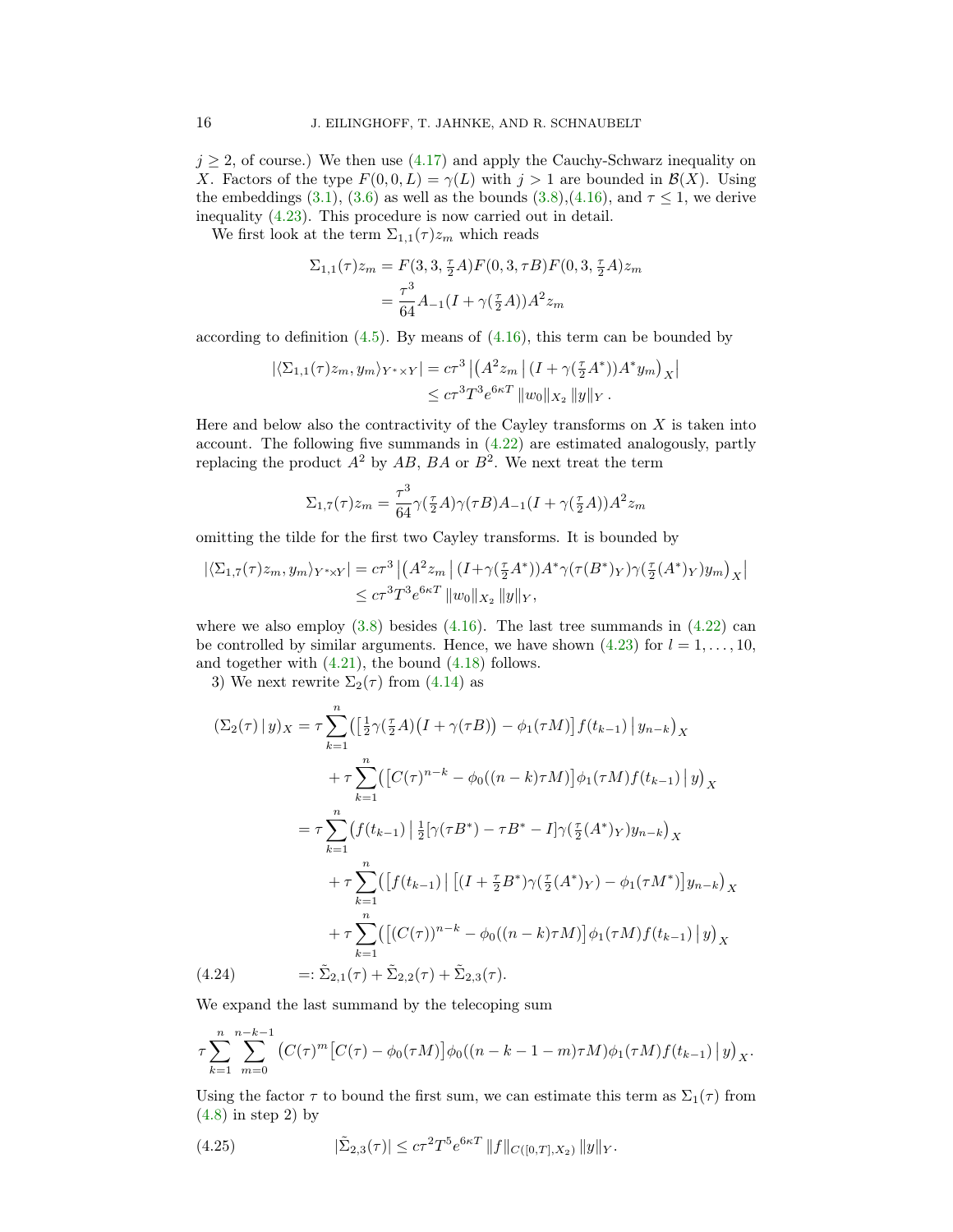$j \geq 2$, of course.) We then use (4.17) and apply the Cauchy-Schwarz inequality on $X$. Factors of the type $F(0,0,L) = \gamma(L)$ with $j > 1$ are bounded in $\mathcal{B}(X)$. Using the embeddings (3.1), (3.6) as well as the bounds (3.8),(4.16), and $\tau \leq 1$, we derive inequality (4.23). This procedure is now carried out in detail.

We first look at the term $\Sigma_{1,1}(\tau)z_m$ which reads

$$\begin{aligned}
\Sigma_{1,1}(\tau)z_m &= F(3,3,\tfrac{\tau}{2}A)F(0,3,\tau B)F(0,3,\tfrac{\tau}{2}A)z_m \\
&= \frac{\tau^3}{64}A_{-1}(I+\gamma(\tfrac{\tau}{2}A))A^2 z_m
\end{aligned}$$

according to definition (4.5). By means of (4.16), this term can be bounded by

$$\begin{aligned}
|\langle \Sigma_{1,1}(\tau)z_m, y_m\rangle_{Y^*\times Y}| &= c\tau^3 \left| \big(A^2 z_m \,\big|\, (I+\gamma(\tfrac{\tau}{2}A^*))A^* y_m\big)_X \right| \\
&\leq c\tau^3 T^3 e^{6\kappa T}\, \|w_0\|_{X_2}\, \|y\|_Y\,.
\end{aligned}$$

Here and below also the contractivity of the Cayley transforms on $X$ is taken into account. The following five summands in (4.22) are estimated analogously, partly replacing the product $A^2$ by $AB$, $BA$ or $B^2$. We next treat the term

$$\Sigma_{1,7}(\tau)z_m = \frac{\tau^3}{64}\gamma(\tfrac{\tau}{2}A)\gamma(\tau B)A_{-1}(I+\gamma(\tfrac{\tau}{2}A))A^2 z_m$$

omitting the tilde for the first two Cayley transforms. It is bounded by

$$\begin{aligned}
|\langle \Sigma_{1,7}(\tau)z_m, y_m\rangle_{Y^*\times Y}| &= c\tau^3 \left| \big(A^2 z_m \,\big|\, (I+\gamma(\tfrac{\tau}{2}A^*))A^*\gamma(\tau(B^*)_Y)\gamma(\tfrac{\tau}{2}(A^*)_Y)y_m\big)_X \right| \\
&\leq c\tau^3 T^3 e^{6\kappa T}\, \|w_0\|_{X_2}\, \|y\|_Y,
\end{aligned}$$

where we also employ (3.8) besides (4.16). The last tree summands in (4.22) can be controlled by similar arguments. Hence, we have shown (4.23) for $l = 1,\dots,10$, and together with (4.21), the bound (4.18) follows.

3) We next rewrite $\Sigma_2(\tau)$ from (4.14) as

$$\begin{aligned}
(\Sigma_2(\tau)\,|\,y)_X &= \tau\sum_{k=1}^{n}\big(\big[\tfrac{1}{2}\gamma(\tfrac{\tau}{2}A)\big(I+\gamma(\tau B)\big) - \phi_1(\tau M)\big]f(t_{k-1})\,\big|\,y_{n-k}\big)_X \\
&\quad + \tau\sum_{k=1}^{n}\big(\big[C(\tau)^{n-k} - \phi_0((n-k)\tau M)\big]\phi_1(\tau M)f(t_{k-1})\,\big|\,y\big)_X \\
&= \tau\sum_{k=1}^{n}\big(f(t_{k-1})\,\big|\,\tfrac{1}{2}[\gamma(\tau B^*) - \tau B^* - I]\gamma(\tfrac{\tau}{2}(A^*)_Y)y_{n-k}\big)_X \\
&\quad + \tau\sum_{k=1}^{n}\big(\big[f(t_{k-1})\,\big|\,\big[(I+\tfrac{\tau}{2}B^*)\gamma(\tfrac{\tau}{2}(A^*)_Y) - \phi_1(\tau M^*)\big]y_{n-k}\big)_X \\
&\quad + \tau\sum_{k=1}^{n}\big(\big[(C(\tau))^{n-k} - \phi_0((n-k)\tau M)\big]\phi_1(\tau M)f(t_{k-1})\,\big|\,y\big)_X \\
&=: \tilde{\Sigma}_{2,1}(\tau) + \tilde{\Sigma}_{2,2}(\tau) + \tilde{\Sigma}_{2,3}(\tau).
\end{aligned} \tag{4.24}$$

We expand the last summand by the telecoping sum

$$\tau\sum_{k=1}^{n}\sum_{m=0}^{n-k-1}\big(C(\tau)^m\big[C(\tau) - \phi_0(\tau M)\big]\phi_0((n-k-1-m)\tau M)\phi_1(\tau M)f(t_{k-1})\,\big|\,y\big)_X.$$

Using the factor $\tau$ to bound the first sum, we can estimate this term as $\Sigma_1(\tau)$ from (4.8) in step 2) by

$$|\tilde{\Sigma}_{2,3}(\tau)| \leq c\tau^2 T^5 e^{6\kappa T}\, \|f\|_{C([0,T],X_2)}\, \|y\|_Y. \tag{4.25}$$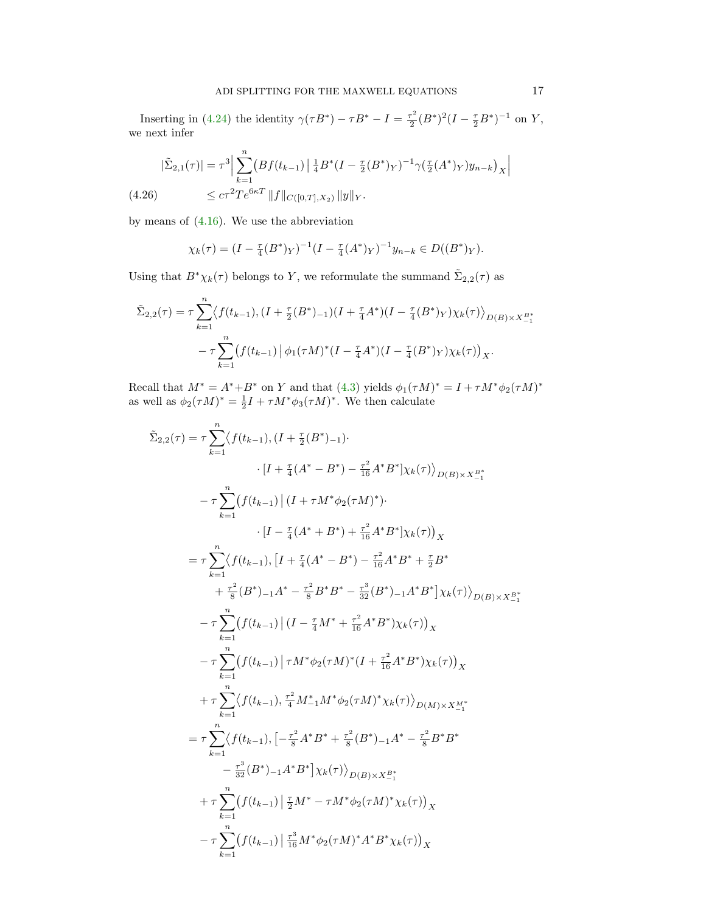Inserting in (4.24) the identity $\gamma(\tau B^*) - \tau B^* - I = \frac{\tau^2}{2}(B^*)^2(I - \frac{\tau}{2}B^*)^{-1}$ on $Y$, we next infer

$$
\begin{aligned}
|\tilde{\Sigma}_{2,1}(\tau)| &= \tau^3 \Big| \sum_{k=1}^{n} \big(Bf(t_{k-1}) \,\big|\, \tfrac{1}{4}B^*(I - \tfrac{\tau}{2}(B^*)_Y)^{-1}\gamma(\tfrac{\tau}{2}(A^*)_Y)y_{n-k}\big)_X \Big| \\
&\leq c\tau^2 T e^{6\kappa T} \, \|f\|_{C([0,T],X_2)} \, \|y\|_Y. \qquad (4.26)
\end{aligned}
$$

by means of (4.16). We use the abbreviation

$$
\chi_k(\tau) = (I - \tfrac{\tau}{4}(B^*)_Y)^{-1}(I - \tfrac{\tau}{4}(A^*)_Y)^{-1}y_{n-k} \in D((B^*)_Y).
$$

Using that $B^*\chi_k(\tau)$ belongs to $Y$, we reformulate the summand $\tilde{\Sigma}_{2,2}(\tau)$ as

$$
\begin{aligned}
\tilde{\Sigma}_{2,2}(\tau) &= \tau \sum_{k=1}^{n} \big\langle f(t_{k-1}), (I + \tfrac{\tau}{2}(B^*)_{-1})(I + \tfrac{\tau}{4}A^*)(I - \tfrac{\tau}{4}(B^*)_Y)\chi_k(\tau) \big\rangle_{D(B)\times X_{-1}^{B^*}} \\
&\quad - \tau \sum_{k=1}^{n} \big(f(t_{k-1}) \,\big|\, \phi_1(\tau M)^*(I - \tfrac{\tau}{4}A^*)(I - \tfrac{\tau}{4}(B^*)_Y)\chi_k(\tau)\big)_X.
\end{aligned}
$$

Recall that $M^* = A^* + B^*$ on $Y$ and that (4.3) yields $\phi_1(\tau M)^* = I + \tau M^*\phi_2(\tau M)^*$ as well as $\phi_2(\tau M)^* = \frac{1}{2}I + \tau M^*\phi_3(\tau M)^*$. We then calculate

$$
\begin{aligned}
\tilde{\Sigma}_{2,2}(\tau) &= \tau \sum_{k=1}^{n} \big\langle f(t_{k-1}), (I + \tfrac{\tau}{2}(B^*)_{-1}) \cdot \\
&\qquad\qquad \cdot [I + \tfrac{\tau}{4}(A^* - B^*) - \tfrac{\tau^2}{16}A^*B^*]\chi_k(\tau) \big\rangle_{D(B)\times X_{-1}^{B^*}} \\
&\quad - \tau \sum_{k=1}^{n} \big(f(t_{k-1}) \,\big|\, (I + \tau M^*\phi_2(\tau M)^*) \cdot \\
&\qquad\qquad \cdot [I - \tfrac{\tau}{4}(A^* + B^*) + \tfrac{\tau^2}{16}A^*B^*]\chi_k(\tau)\big)_X \\
&= \tau \sum_{k=1}^{n} \big\langle f(t_{k-1}), \big[I + \tfrac{\tau}{4}(A^* - B^*) - \tfrac{\tau^2}{16}A^*B^* + \tfrac{\tau}{2}B^* \\
&\qquad + \tfrac{\tau^2}{8}(B^*)_{-1}A^* - \tfrac{\tau^2}{8}B^*B^* - \tfrac{\tau^3}{32}(B^*)_{-1}A^*B^*\big]\chi_k(\tau) \big\rangle_{D(B)\times X_{-1}^{B^*}} \\
&\quad - \tau \sum_{k=1}^{n} \big(f(t_{k-1}) \,\big|\, (I - \tfrac{\tau}{4}M^* + \tfrac{\tau^2}{16}A^*B^*)\chi_k(\tau)\big)_X \\
&\quad - \tau \sum_{k=1}^{n} \big(f(t_{k-1}) \,\big|\, \tau M^*\phi_2(\tau M)^*(I + \tfrac{\tau^2}{16}A^*B^*)\chi_k(\tau)\big)_X \\
&\quad + \tau \sum_{k=1}^{n} \big\langle f(t_{k-1}), \tfrac{\tau^2}{4}M_{-1}^*M^*\phi_2(\tau M)^*\chi_k(\tau) \big\rangle_{D(M)\times X_{-1}^{M^*}} \\
&= \tau \sum_{k=1}^{n} \big\langle f(t_{k-1}), \big[-\tfrac{\tau^2}{8}A^*B^* + \tfrac{\tau^2}{8}(B^*)_{-1}A^* - \tfrac{\tau^2}{8}B^*B^* \\
&\qquad - \tfrac{\tau^3}{32}(B^*)_{-1}A^*B^*\big]\chi_k(\tau) \big\rangle_{D(B)\times X_{-1}^{B^*}} \\
&\quad + \tau \sum_{k=1}^{n} \big(f(t_{k-1}) \,\big|\, \tfrac{\tau}{2}M^* - \tau M^*\phi_2(\tau M)^*\chi_k(\tau)\big)_X \\
&\quad - \tau \sum_{k=1}^{n} \big(f(t_{k-1}) \,\big|\, \tfrac{\tau^3}{16}M^*\phi_2(\tau M)^*A^*B^*\chi_k(\tau)\big)_X
\end{aligned}
$$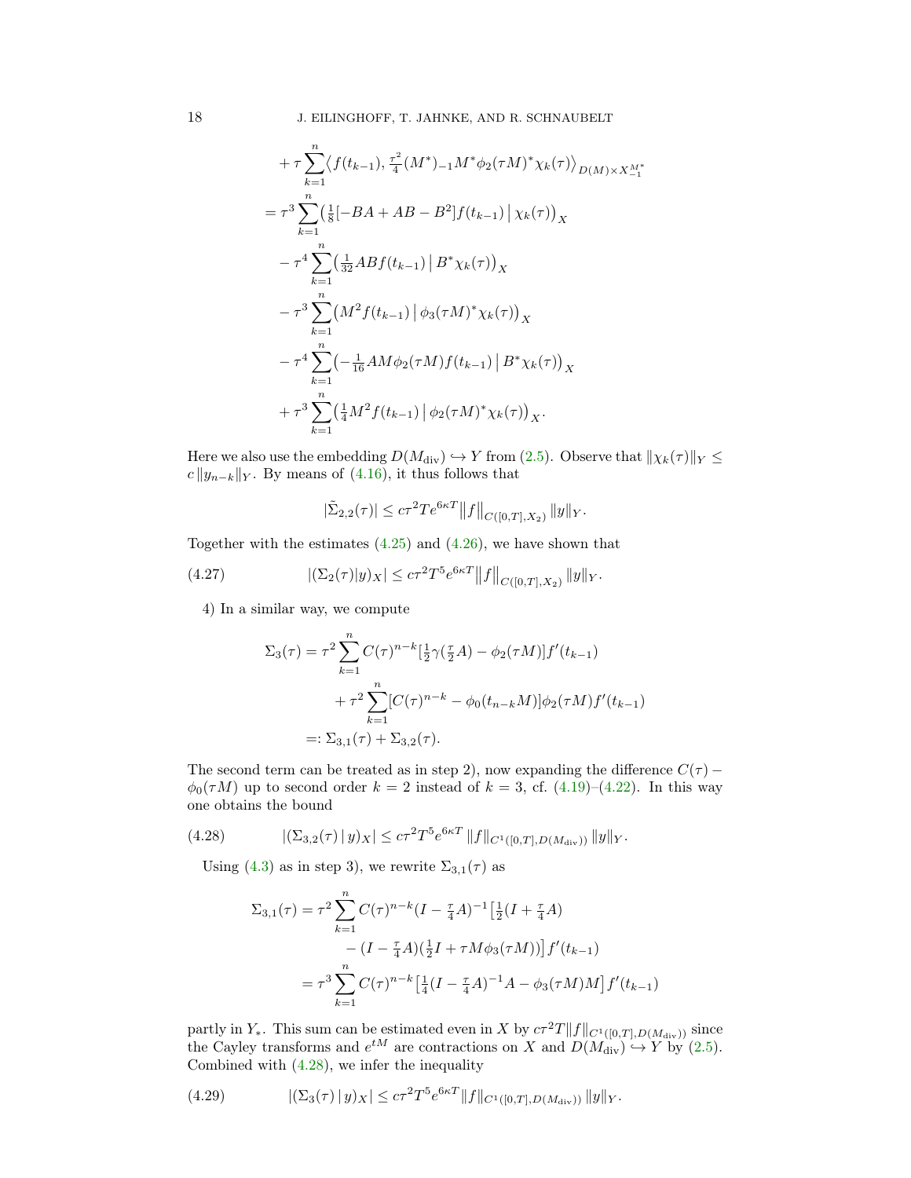$$
\begin{aligned}
&+ \tau \sum_{k=1}^{n} \big\langle f(t_{k-1}), \tfrac{\tau^2}{4}(M^*)_{-1} M^* \phi_2(\tau M)^* \chi_k(\tau) \big\rangle_{D(M)\times X_{-1}^{M^*}} \\
&= \tau^3 \sum_{k=1}^{n} \big( \tfrac18 [-BA + AB - B^2] f(t_{k-1}) \,\big|\, \chi_k(\tau) \big)_X \\
&\quad - \tau^4 \sum_{k=1}^{n} \big( \tfrac{1}{32} AB f(t_{k-1}) \,\big|\, B^* \chi_k(\tau) \big)_X \\
&\quad - \tau^3 \sum_{k=1}^{n} \big( M^2 f(t_{k-1}) \,\big|\, \phi_3(\tau M)^* \chi_k(\tau) \big)_X \\
&\quad - \tau^4 \sum_{k=1}^{n} \big( -\tfrac{1}{16} AM \phi_2(\tau M) f(t_{k-1}) \,\big|\, B^* \chi_k(\tau) \big)_X \\
&\quad + \tau^3 \sum_{k=1}^{n} \big( \tfrac14 M^2 f(t_{k-1}) \,\big|\, \phi_2(\tau M)^* \chi_k(\tau) \big)_X .
\end{aligned}
$$

Here we also use the embedding $D(M_{\mathrm{div}}) \hookrightarrow Y$ from (2.5). Observe that $\|\chi_k(\tau)\|_Y \le c\,\|y_{n-k}\|_Y$. By means of (4.16), it thus follows that

$$
|\tilde\Sigma_{2,2}(\tau)| \le c\tau^2 T e^{6\kappa T} \big\|f\big\|_{C([0,T],X_2)} \|y\|_Y .
$$

Together with the estimates (4.25) and (4.26), we have shown that

$$
|(\Sigma_2(\tau)|y)_X| \le c\tau^2 T^5 e^{6\kappa T} \big\|f\big\|_{C([0,T],X_2)} \|y\|_Y . \tag{4.27}
$$

4) In a similar way, we compute

$$
\begin{aligned}
\Sigma_3(\tau) &= \tau^2 \sum_{k=1}^{n} C(\tau)^{n-k} \big[\tfrac12 \gamma(\tfrac{\tau}{2}A) - \phi_2(\tau M)\big] f'(t_{k-1}) \\
&\qquad + \tau^2 \sum_{k=1}^{n} [C(\tau)^{n-k} - \phi_0(t_{n-k}M)] \phi_2(\tau M) f'(t_{k-1}) \\
&=: \Sigma_{3,1}(\tau) + \Sigma_{3,2}(\tau).
\end{aligned}
$$

The second term can be treated as in step 2), now expanding the difference $C(\tau) - \phi_0(\tau M)$ up to second order $k=2$ instead of $k=3$, cf. (4.19)–(4.22). In this way one obtains the bound

$$
|(\Sigma_{3,2}(\tau) \,|\, y)_X| \le c\tau^2 T^5 e^{6\kappa T} \|f\|_{C^1([0,T],D(M_{\mathrm{div}}))} \|y\|_Y . \tag{4.28}
$$

Using (4.3) as in step 3), we rewrite $\Sigma_{3,1}(\tau)$ as

$$
\begin{aligned}
\Sigma_{3,1}(\tau) &= \tau^2 \sum_{k=1}^{n} C(\tau)^{n-k} (I - \tfrac{\tau}{4}A)^{-1} \big[ \tfrac12 (I + \tfrac{\tau}{4}A) \\
&\qquad\qquad - (I - \tfrac{\tau}{4}A)(\tfrac12 I + \tau M \phi_3(\tau M)) \big] f'(t_{k-1}) \\
&= \tau^3 \sum_{k=1}^{n} C(\tau)^{n-k} \big[ \tfrac14 (I - \tfrac{\tau}{4}A)^{-1} A - \phi_3(\tau M) M \big] f'(t_{k-1})
\end{aligned}
$$

partly in $Y_*$. This sum can be estimated even in $X$ by $c\tau^2 T \|f\|_{C^1([0,T],D(M_{\mathrm{div}}))}$ since the Cayley transforms and $e^{tM}$ are contractions on $X$ and $D(M_{\mathrm{div}}) \hookrightarrow Y$ by (2.5). Combined with (4.28), we infer the inequality

$$
|(\Sigma_3(\tau) \,|\, y)_X| \le c\tau^2 T^5 e^{6\kappa T} \|f\|_{C^1([0,T],D(M_{\mathrm{div}}))} \|y\|_Y . \tag{4.29}
$$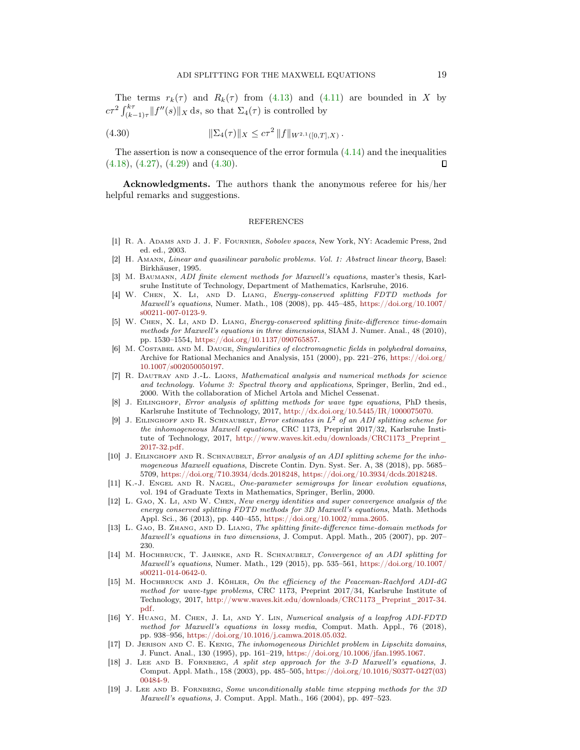The terms $r_k(\tau)$ and $R_k(\tau)$ from (4.13) and (4.11) are bounded in $X$ by $c\tau^2 \int_{(k-1)\tau}^{k\tau} \|f''(s)\|_X \, \mathrm{d}s$, so that $\Sigma_4(\tau)$ is controlled by

$$\|\Sigma_4(\tau)\|_X \leq c\tau^2 \, \|f\|_{W^{2,1}([0,T],X)} \, . \tag{4.30}$$

The assertion is now a consequence of the error formula (4.14) and the inequalities (4.18), (4.27), (4.29) and (4.30). ◻

**Acknowledgments.** The authors thank the anonymous referee for his/her helpful remarks and suggestions.

## REFERENCES

[1] R. A. Adams and J. J. F. Fournier, *Sobolev spaces*, New York, NY: Academic Press, 2nd ed. ed., 2003.

[2] H. Amann, *Linear and quasilinear parabolic problems. Vol. 1: Abstract linear theory*, Basel: Birkhäuser, 1995.

[3] M. Baumann, *ADI finite element methods for Maxwell's equations*, master's thesis, Karlsruhe Institute of Technology, Department of Mathematics, Karlsruhe, 2016.

[4] W. Chen, X. Li, and D. Liang, *Energy-conserved splitting FDTD methods for Maxwell's equations*, Numer. Math., 108 (2008), pp. 445–485, https://doi.org/10.1007/s00211-007-0123-9.

[5] W. Chen, X. Li, and D. Liang, *Energy-conserved splitting finite-difference time-domain methods for Maxwell's equations in three dimensions*, SIAM J. Numer. Anal., 48 (2010), pp. 1530–1554, https://doi.org/10.1137/090765857.

[6] M. Costabel and M. Dauge, *Singularities of electromagnetic fields in polyhedral domains*, Archive for Rational Mechanics and Analysis, 151 (2000), pp. 221–276, https://doi.org/10.1007/s002050050197.

[7] R. Dautray and J.-L. Lions, *Mathematical analysis and numerical methods for science and technology. Volume 3: Spectral theory and applications*, Springer, Berlin, 2nd ed., 2000. With the collaboration of Michel Artola and Michel Cessenat.

[8] J. Eilinghoff, *Error analysis of splitting methods for wave type equations*, PhD thesis, Karlsruhe Institute of Technology, 2017, http://dx.doi.org/10.5445/IR/1000075070.

[9] J. Eilinghoff and R. Schnaubelt, *Error estimates in $L^2$ of an ADI splitting scheme for the inhomogeneous Maxwell equations*, CRC 1173, Preprint 2017/32, Karlsruhe Institute of Technology, 2017, http://www.waves.kit.edu/downloads/CRC1173_Preprint_2017-32.pdf.

[10] J. Eilinghoff and R. Schnaubelt, *Error analysis of an ADI splitting scheme for the inhomogeneous Maxwell equations*, Discrete Contin. Dyn. Syst. Ser. A, 38 (2018), pp. 5685–5709, https://doi.org/710.3934/dcds.2018248, https://doi.org/10.3934/dcds.2018248.

[11] K.-J. Engel and R. Nagel, *One-parameter semigroups for linear evolution equations*, vol. 194 of Graduate Texts in Mathematics, Springer, Berlin, 2000.

[12] L. Gao, X. Li, and W. Chen, *New energy identities and super convergence analysis of the energy conserved splitting FDTD methods for 3D Maxwell's equations*, Math. Methods Appl. Sci., 36 (2013), pp. 440–455, https://doi.org/10.1002/mma.2605.

[13] L. Gao, B. Zhang, and D. Liang, *The splitting finite-difference time-domain methods for Maxwell's equations in two dimensions*, J. Comput. Appl. Math., 205 (2007), pp. 207–230.

[14] M. Hochbruck, T. Jahnke, and R. Schnaubelt, *Convergence of an ADI splitting for Maxwell's equations*, Numer. Math., 129 (2015), pp. 535–561, https://doi.org/10.1007/s00211-014-0642-0.

[15] M. Hochbruck and J. Köhler, *On the efficiency of the Peaceman-Rachford ADI-dG method for wave-type problems*, CRC 1173, Preprint 2017/34, Karlsruhe Institute of Technology, 2017, http://www.waves.kit.edu/downloads/CRC1173_Preprint_2017-34.pdf.

[16] Y. Huang, M. Chen, J. Li, and Y. Lin, *Numerical analysis of a leapfrog ADI-FDTD method for Maxwell's equations in lossy media*, Comput. Math. Appl., 76 (2018), pp. 938–956, https://doi.org/10.1016/j.camwa.2018.05.032.

[17] D. Jerison and C. E. Kenig, *The inhomogeneous Dirichlet problem in Lipschitz domains*, J. Funct. Anal., 130 (1995), pp. 161–219, https://doi.org/10.1006/jfan.1995.1067.

[18] J. Lee and B. Fornberg, *A split step approach for the 3-D Maxwell's equations*, J. Comput. Appl. Math., 158 (2003), pp. 485–505, https://doi.org/10.1016/S0377-0427(03)00484-9.

[19] J. Lee and B. Fornberg, *Some unconditionally stable time stepping methods for the 3D Maxwell's equations*, J. Comput. Appl. Math., 166 (2004), pp. 497–523.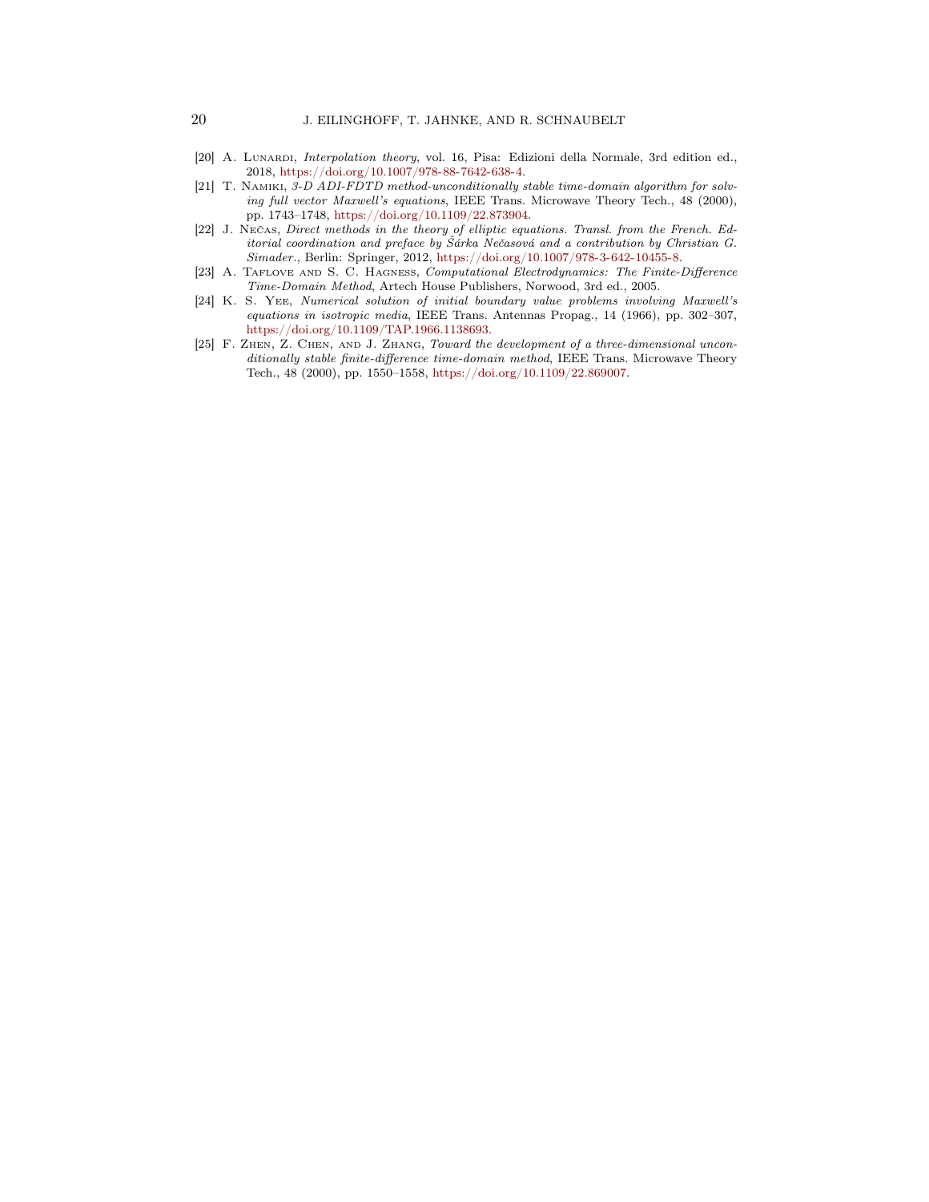[20] A. Lunardi, *Interpolation theory*, vol. 16, Pisa: Edizioni della Normale, 3rd edition ed., 2018, https://doi.org/10.1007/978-88-7642-638-4.

[21] T. Namiki, *3-D ADI-FDTD method-unconditionally stable time-domain algorithm for solving full vector Maxwell's equations*, IEEE Trans. Microwave Theory Tech., 48 (2000), pp. 1743–1748, https://doi.org/10.1109/22.873904.

[22] J. Nečas, *Direct methods in the theory of elliptic equations. Transl. from the French. Editorial coordination and preface by Šárka Nečasová and a contribution by Christian G. Simader.*, Berlin: Springer, 2012, https://doi.org/10.1007/978-3-642-10455-8.

[23] A. Taflove and S. C. Hagness, *Computational Electrodynamics: The Finite-Difference Time-Domain Method*, Artech House Publishers, Norwood, 3rd ed., 2005.

[24] K. S. Yee, *Numerical solution of initial boundary value problems involving Maxwell's equations in isotropic media*, IEEE Trans. Antennas Propag., 14 (1966), pp. 302–307, https://doi.org/10.1109/TAP.1966.1138693.

[25] F. Zhen, Z. Chen, and J. Zhang, *Toward the development of a three-dimensional unconditionally stable finite-difference time-domain method*, IEEE Trans. Microwave Theory Tech., 48 (2000), pp. 1550–1558, https://doi.org/10.1109/22.869007.